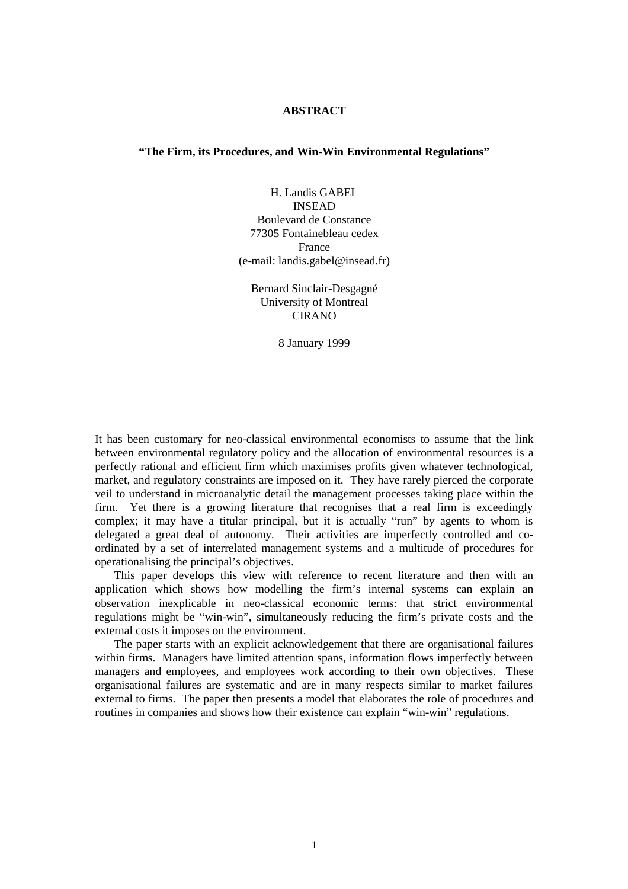**ABSTRACT**

**"The Firm, its Procedures, and Win-Win Environmental Regulations"**

H. Landis GABEL
INSEAD
Boulevard de Constance
77305 Fontainebleau cedex
France
(e-mail: landis.gabel@insead.fr)

Bernard Sinclair-Desgagné
University of Montreal
CIRANO

8 January 1999

It has been customary for neo-classical environmental economists to assume that the link between environmental regulatory policy and the allocation of environmental resources is a perfectly rational and efficient firm which maximises profits given whatever technological, market, and regulatory constraints are imposed on it. They have rarely pierced the corporate veil to understand in microanalytic detail the management processes taking place within the firm. Yet there is a growing literature that recognises that a real firm is exceedingly complex; it may have a titular principal, but it is actually "run" by agents to whom is delegated a great deal of autonomy. Their activities are imperfectly controlled and co-ordinated by a set of interrelated management systems and a multitude of procedures for operationalising the principal's objectives.

This paper develops this view with reference to recent literature and then with an application which shows how modelling the firm's internal systems can explain an observation inexplicable in neo-classical economic terms: that strict environmental regulations might be "win-win", simultaneously reducing the firm's private costs and the external costs it imposes on the environment.

The paper starts with an explicit acknowledgement that there are organisational failures within firms. Managers have limited attention spans, information flows imperfectly between managers and employees, and employees work according to their own objectives. These organisational failures are systematic and are in many respects similar to market failures external to firms. The paper then presents a model that elaborates the role of procedures and routines in companies and shows how their existence can explain "win-win" regulations.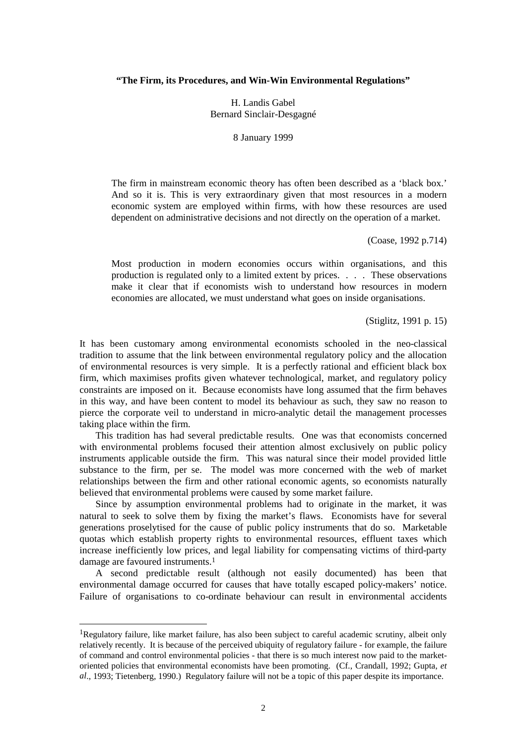**"The Firm, its Procedures, and Win-Win Environmental Regulations"**

H. Landis Gabel
Bernard Sinclair-Desgagné

8 January 1999

> The firm in mainstream economic theory has often been described as a 'black box.' And so it is. This is very extraordinary given that most resources in a modern economic system are employed within firms, with how these resources are used dependent on administrative decisions and not directly on the operation of a market.
>
> (Coase, 1992 p.714)

> Most production in modern economies occurs within organisations, and this production is regulated only to a limited extent by prices. . . . These observations make it clear that if economists wish to understand how resources in modern economies are allocated, we must understand what goes on inside organisations.
>
> (Stiglitz, 1991 p. 15)

It has been customary among environmental economists schooled in the neo-classical tradition to assume that the link between environmental regulatory policy and the allocation of environmental resources is very simple. It is a perfectly rational and efficient black box firm, which maximises profits given whatever technological, market, and regulatory policy constraints are imposed on it. Because economists have long assumed that the firm behaves in this way, and have been content to model its behaviour as such, they saw no reason to pierce the corporate veil to understand in micro-analytic detail the management processes taking place within the firm.

This tradition has had several predictable results. One was that economists concerned with environmental problems focused their attention almost exclusively on public policy instruments applicable outside the firm. This was natural since their model provided little substance to the firm, per se. The model was more concerned with the web of market relationships between the firm and other rational economic agents, so economists naturally believed that environmental problems were caused by some market failure.

Since by assumption environmental problems had to originate in the market, it was natural to seek to solve them by fixing the market's flaws. Economists have for several generations proselytised for the cause of public policy instruments that do so. Marketable quotas which establish property rights to environmental resources, effluent taxes which increase inefficiently low prices, and legal liability for compensating victims of third-party damage are favoured instruments.[1]

A second predictable result (although not easily documented) has been that environmental damage occurred for causes that have totally escaped policy-makers' notice. Failure of organisations to co-ordinate behaviour can result in environmental accidents

[1] Regulatory failure, like market failure, has also been subject to careful academic scrutiny, albeit only relatively recently. It is because of the perceived ubiquity of regulatory failure - for example, the failure of command and control environmental policies - that there is so much interest now paid to the market-oriented policies that environmental economists have been promoting. (Cf., Crandall, 1992; Gupta, *et al*., 1993; Tietenberg, 1990.) Regulatory failure will not be a topic of this paper despite its importance.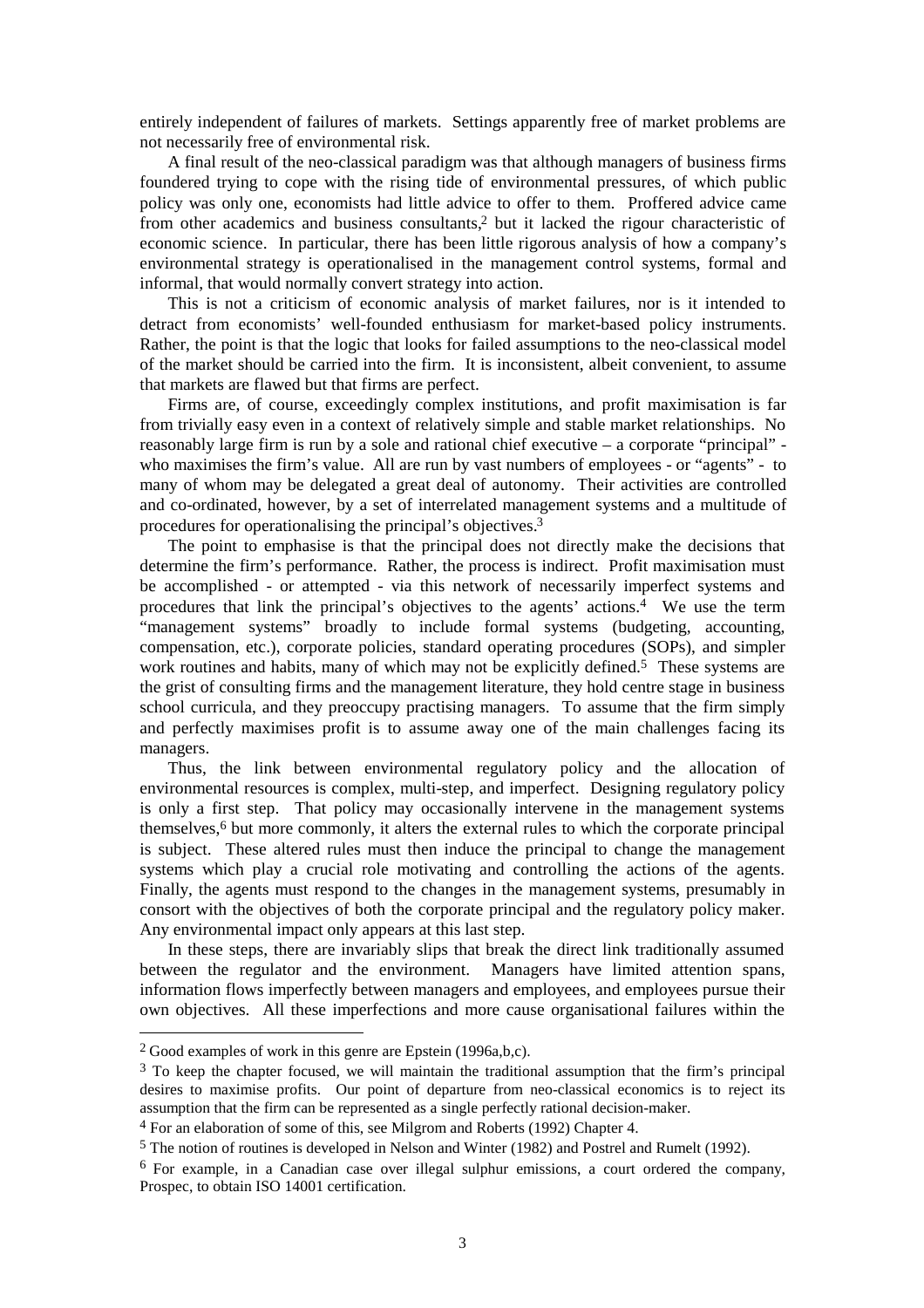entirely independent of failures of markets. Settings apparently free of market problems are not necessarily free of environmental risk.

A final result of the neo-classical paradigm was that although managers of business firms foundered trying to cope with the rising tide of environmental pressures, of which public policy was only one, economists had little advice to offer to them. Proffered advice came from other academics and business consultants,[2] but it lacked the rigour characteristic of economic science. In particular, there has been little rigorous analysis of how a company's environmental strategy is operationalised in the management control systems, formal and informal, that would normally convert strategy into action.

This is not a criticism of economic analysis of market failures, nor is it intended to detract from economists' well-founded enthusiasm for market-based policy instruments. Rather, the point is that the logic that looks for failed assumptions to the neo-classical model of the market should be carried into the firm. It is inconsistent, albeit convenient, to assume that markets are flawed but that firms are perfect.

Firms are, of course, exceedingly complex institutions, and profit maximisation is far from trivially easy even in a context of relatively simple and stable market relationships. No reasonably large firm is run by a sole and rational chief executive – a corporate "principal" - who maximises the firm's value. All are run by vast numbers of employees - or "agents" - to many of whom may be delegated a great deal of autonomy. Their activities are controlled and co-ordinated, however, by a set of interrelated management systems and a multitude of procedures for operationalising the principal's objectives.[3]

The point to emphasise is that the principal does not directly make the decisions that determine the firm's performance. Rather, the process is indirect. Profit maximisation must be accomplished - or attempted - via this network of necessarily imperfect systems and procedures that link the principal's objectives to the agents' actions.[4] We use the term "management systems" broadly to include formal systems (budgeting, accounting, compensation, etc.), corporate policies, standard operating procedures (SOPs), and simpler work routines and habits, many of which may not be explicitly defined.[5] These systems are the grist of consulting firms and the management literature, they hold centre stage in business school curricula, and they preoccupy practising managers. To assume that the firm simply and perfectly maximises profit is to assume away one of the main challenges facing its managers.

Thus, the link between environmental regulatory policy and the allocation of environmental resources is complex, multi-step, and imperfect. Designing regulatory policy is only a first step. That policy may occasionally intervene in the management systems themselves,[6] but more commonly, it alters the external rules to which the corporate principal is subject. These altered rules must then induce the principal to change the management systems which play a crucial role motivating and controlling the actions of the agents. Finally, the agents must respond to the changes in the management systems, presumably in consort with the objectives of both the corporate principal and the regulatory policy maker. Any environmental impact only appears at this last step.

In these steps, there are invariably slips that break the direct link traditionally assumed between the regulator and the environment. Managers have limited attention spans, information flows imperfectly between managers and employees, and employees pursue their own objectives. All these imperfections and more cause organisational failures within the

---

[2] Good examples of work in this genre are Epstein (1996a,b,c).

[3] To keep the chapter focused, we will maintain the traditional assumption that the firm's principal desires to maximise profits. Our point of departure from neo-classical economics is to reject its assumption that the firm can be represented as a single perfectly rational decision-maker.

[4] For an elaboration of some of this, see Milgrom and Roberts (1992) Chapter 4.

[5] The notion of routines is developed in Nelson and Winter (1982) and Postrel and Rumelt (1992).

[6] For example, in a Canadian case over illegal sulphur emissions, a court ordered the company, Prospec, to obtain ISO 14001 certification.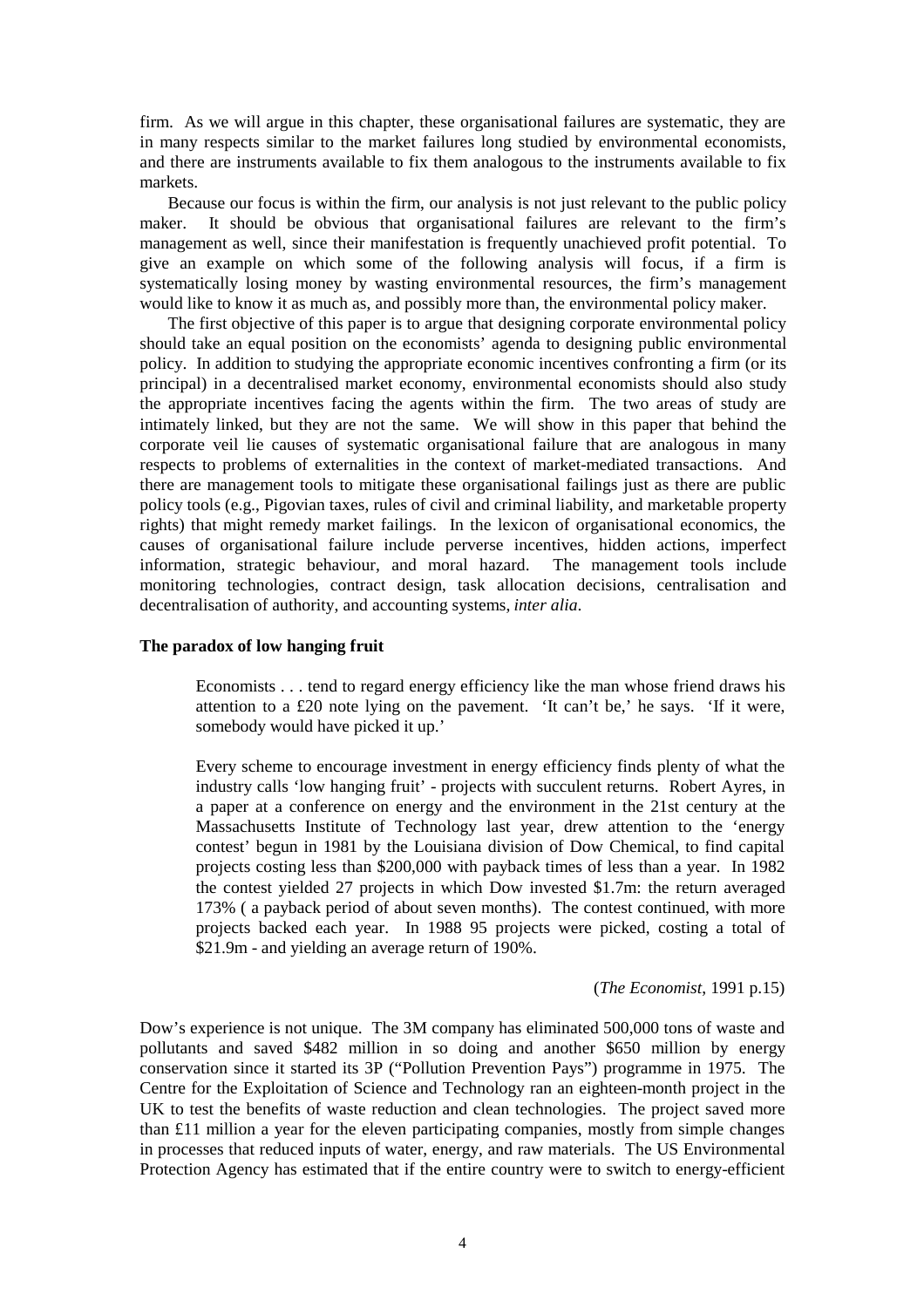firm. As we will argue in this chapter, these organisational failures are systematic, they are in many respects similar to the market failures long studied by environmental economists, and there are instruments available to fix them analogous to the instruments available to fix markets.

Because our focus is within the firm, our analysis is not just relevant to the public policy maker. It should be obvious that organisational failures are relevant to the firm's management as well, since their manifestation is frequently unachieved profit potential. To give an example on which some of the following analysis will focus, if a firm is systematically losing money by wasting environmental resources, the firm's management would like to know it as much as, and possibly more than, the environmental policy maker.

The first objective of this paper is to argue that designing corporate environmental policy should take an equal position on the economists' agenda to designing public environmental policy. In addition to studying the appropriate economic incentives confronting a firm (or its principal) in a decentralised market economy, environmental economists should also study the appropriate incentives facing the agents within the firm. The two areas of study are intimately linked, but they are not the same. We will show in this paper that behind the corporate veil lie causes of systematic organisational failure that are analogous in many respects to problems of externalities in the context of market-mediated transactions. And there are management tools to mitigate these organisational failings just as there are public policy tools (e.g., Pigovian taxes, rules of civil and criminal liability, and marketable property rights) that might remedy market failings. In the lexicon of organisational economics, the causes of organisational failure include perverse incentives, hidden actions, imperfect information, strategic behaviour, and moral hazard. The management tools include monitoring technologies, contract design, task allocation decisions, centralisation and decentralisation of authority, and accounting systems, *inter alia*.

**The paradox of low hanging fruit**

> Economists . . . tend to regard energy efficiency like the man whose friend draws his attention to a £20 note lying on the pavement. 'It can't be,' he says. 'If it were, somebody would have picked it up.'
>
> Every scheme to encourage investment in energy efficiency finds plenty of what the industry calls 'low hanging fruit' - projects with succulent returns. Robert Ayres, in a paper at a conference on energy and the environment in the 21st century at the Massachusetts Institute of Technology last year, drew attention to the 'energy contest' begun in 1981 by the Louisiana division of Dow Chemical, to find capital projects costing less than \$200,000 with payback times of less than a year. In 1982 the contest yielded 27 projects in which Dow invested \$1.7m: the return averaged 173% ( a payback period of about seven months). The contest continued, with more projects backed each year. In 1988 95 projects were picked, costing a total of \$21.9m - and yielding an average return of 190%.
>
> (*The Economist*, 1991 p.15)

Dow's experience is not unique. The 3M company has eliminated 500,000 tons of waste and pollutants and saved \$482 million in so doing and another \$650 million by energy conservation since it started its 3P ("Pollution Prevention Pays") programme in 1975. The Centre for the Exploitation of Science and Technology ran an eighteen-month project in the UK to test the benefits of waste reduction and clean technologies. The project saved more than £11 million a year for the eleven participating companies, mostly from simple changes in processes that reduced inputs of water, energy, and raw materials. The US Environmental Protection Agency has estimated that if the entire country were to switch to energy-efficient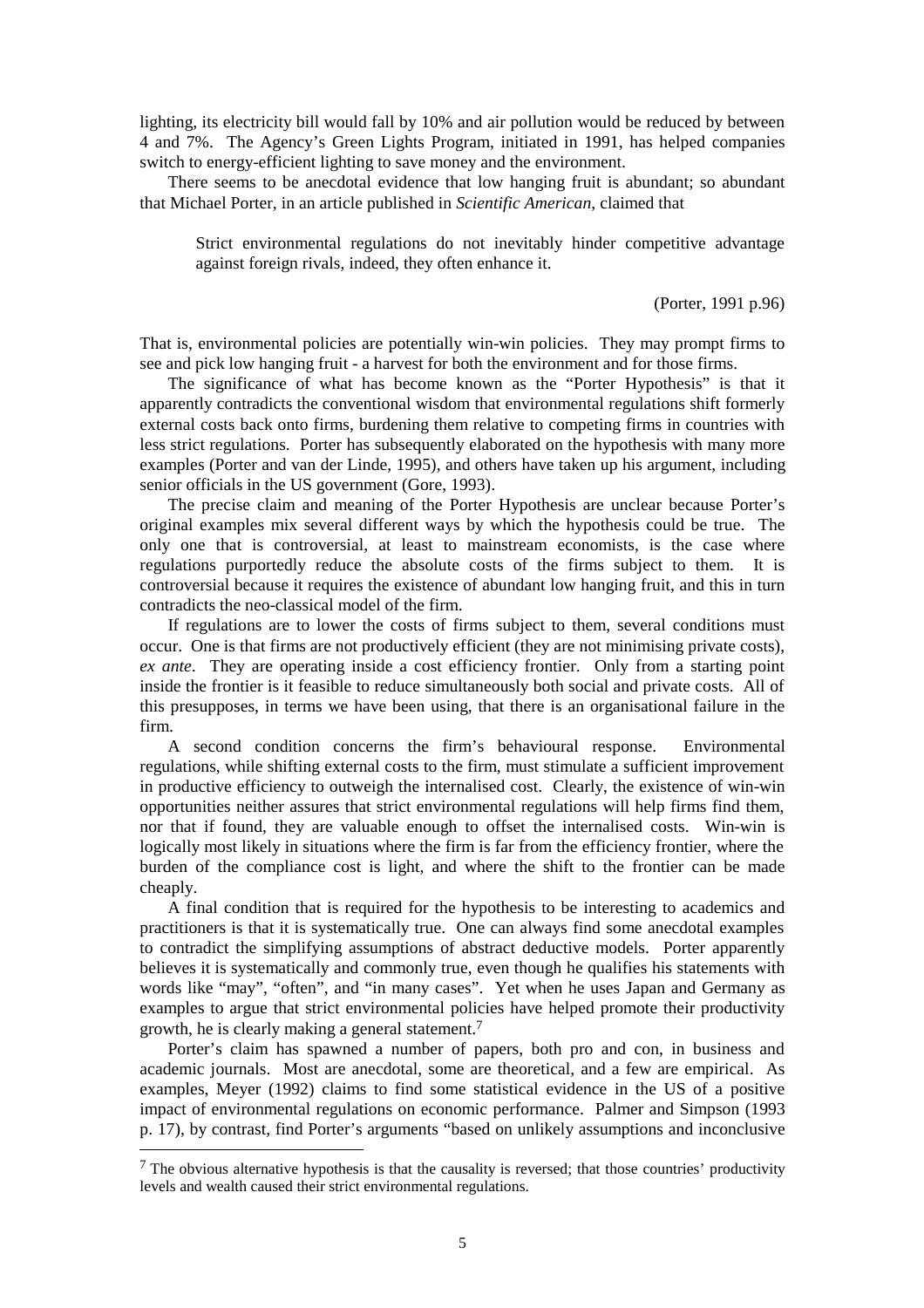lighting, its electricity bill would fall by 10% and air pollution would be reduced by between 4 and 7%. The Agency's Green Lights Program, initiated in 1991, has helped companies switch to energy-efficient lighting to save money and the environment.

There seems to be anecdotal evidence that low hanging fruit is abundant; so abundant that Michael Porter, in an article published in *Scientific American*, claimed that

> Strict environmental regulations do not inevitably hinder competitive advantage against foreign rivals, indeed, they often enhance it.
>
> (Porter, 1991 p.96)

That is, environmental policies are potentially win-win policies. They may prompt firms to see and pick low hanging fruit - a harvest for both the environment and for those firms.

The significance of what has become known as the "Porter Hypothesis" is that it apparently contradicts the conventional wisdom that environmental regulations shift formerly external costs back onto firms, burdening them relative to competing firms in countries with less strict regulations. Porter has subsequently elaborated on the hypothesis with many more examples (Porter and van der Linde, 1995), and others have taken up his argument, including senior officials in the US government (Gore, 1993).

The precise claim and meaning of the Porter Hypothesis are unclear because Porter's original examples mix several different ways by which the hypothesis could be true. The only one that is controversial, at least to mainstream economists, is the case where regulations purportedly reduce the absolute costs of the firms subject to them. It is controversial because it requires the existence of abundant low hanging fruit, and this in turn contradicts the neo-classical model of the firm.

If regulations are to lower the costs of firms subject to them, several conditions must occur. One is that firms are not productively efficient (they are not minimising private costs), *ex ante*. They are operating inside a cost efficiency frontier. Only from a starting point inside the frontier is it feasible to reduce simultaneously both social and private costs. All of this presupposes, in terms we have been using, that there is an organisational failure in the firm.

A second condition concerns the firm's behavioural response. Environmental regulations, while shifting external costs to the firm, must stimulate a sufficient improvement in productive efficiency to outweigh the internalised cost. Clearly, the existence of win-win opportunities neither assures that strict environmental regulations will help firms find them, nor that if found, they are valuable enough to offset the internalised costs. Win-win is logically most likely in situations where the firm is far from the efficiency frontier, where the burden of the compliance cost is light, and where the shift to the frontier can be made cheaply.

A final condition that is required for the hypothesis to be interesting to academics and practitioners is that it is systematically true. One can always find some anecdotal examples to contradict the simplifying assumptions of abstract deductive models. Porter apparently believes it is systematically and commonly true, even though he qualifies his statements with words like "may", "often", and "in many cases". Yet when he uses Japan and Germany as examples to argue that strict environmental policies have helped promote their productivity growth, he is clearly making a general statement.[7]

Porter's claim has spawned a number of papers, both pro and con, in business and academic journals. Most are anecdotal, some are theoretical, and a few are empirical. As examples, Meyer (1992) claims to find some statistical evidence in the US of a positive impact of environmental regulations on economic performance. Palmer and Simpson (1993 p. 17), by contrast, find Porter's arguments "based on unlikely assumptions and inconclusive

---

[7] The obvious alternative hypothesis is that the causality is reversed; that those countries' productivity levels and wealth caused their strict environmental regulations.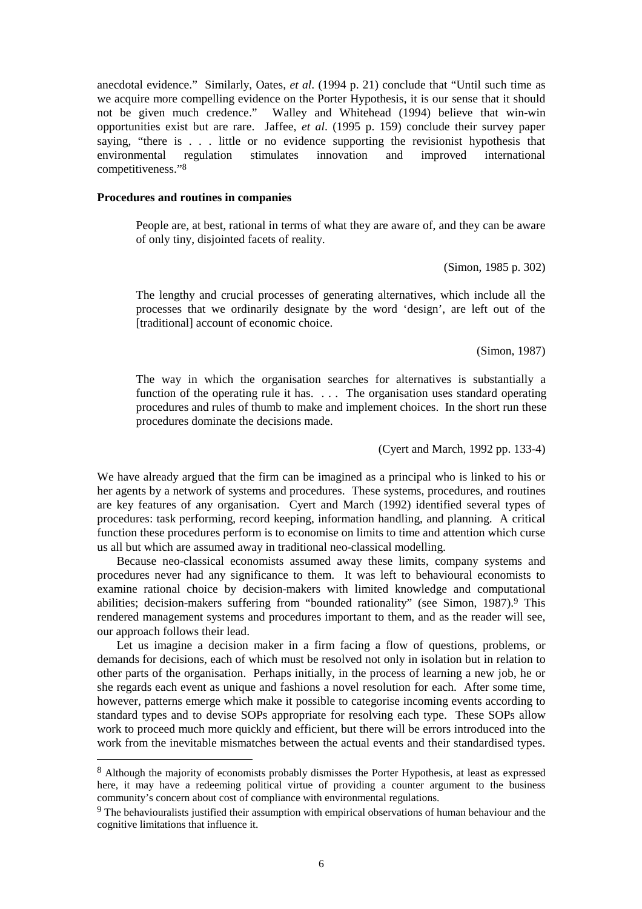anecdotal evidence." Similarly, Oates, *et al*. (1994 p. 21) conclude that "Until such time as we acquire more compelling evidence on the Porter Hypothesis, it is our sense that it should not be given much credence." Walley and Whitehead (1994) believe that win-win opportunities exist but are rare. Jaffee, *et al*. (1995 p. 159) conclude their survey paper saying, "there is . . . little or no evidence supporting the revisionist hypothesis that environmental regulation stimulates innovation and improved international competitiveness."[8]

**Procedures and routines in companies**

> People are, at best, rational in terms of what they are aware of, and they can be aware of only tiny, disjointed facets of reality.
>
> (Simon, 1985 p. 302)

> The lengthy and crucial processes of generating alternatives, which include all the processes that we ordinarily designate by the word 'design', are left out of the [traditional] account of economic choice.
>
> (Simon, 1987)

> The way in which the organisation searches for alternatives is substantially a function of the operating rule it has. . . . The organisation uses standard operating procedures and rules of thumb to make and implement choices. In the short run these procedures dominate the decisions made.
>
> (Cyert and March, 1992 pp. 133-4)

We have already argued that the firm can be imagined as a principal who is linked to his or her agents by a network of systems and procedures. These systems, procedures, and routines are key features of any organisation. Cyert and March (1992) identified several types of procedures: task performing, record keeping, information handling, and planning. A critical function these procedures perform is to economise on limits to time and attention which curse us all but which are assumed away in traditional neo-classical modelling.

Because neo-classical economists assumed away these limits, company systems and procedures never had any significance to them. It was left to behavioural economists to examine rational choice by decision-makers with limited knowledge and computational abilities; decision-makers suffering from "bounded rationality" (see Simon, 1987).[9] This rendered management systems and procedures important to them, and as the reader will see, our approach follows their lead.

Let us imagine a decision maker in a firm facing a flow of questions, problems, or demands for decisions, each of which must be resolved not only in isolation but in relation to other parts of the organisation. Perhaps initially, in the process of learning a new job, he or she regards each event as unique and fashions a novel resolution for each. After some time, however, patterns emerge which make it possible to categorise incoming events according to standard types and to devise SOPs appropriate for resolving each type. These SOPs allow work to proceed much more quickly and efficient, but there will be errors introduced into the work from the inevitable mismatches between the actual events and their standardised types.

---

[8] Although the majority of economists probably dismisses the Porter Hypothesis, at least as expressed here, it may have a redeeming political virtue of providing a counter argument to the business community's concern about cost of compliance with environmental regulations.

[9] The behaviouralists justified their assumption with empirical observations of human behaviour and the cognitive limitations that influence it.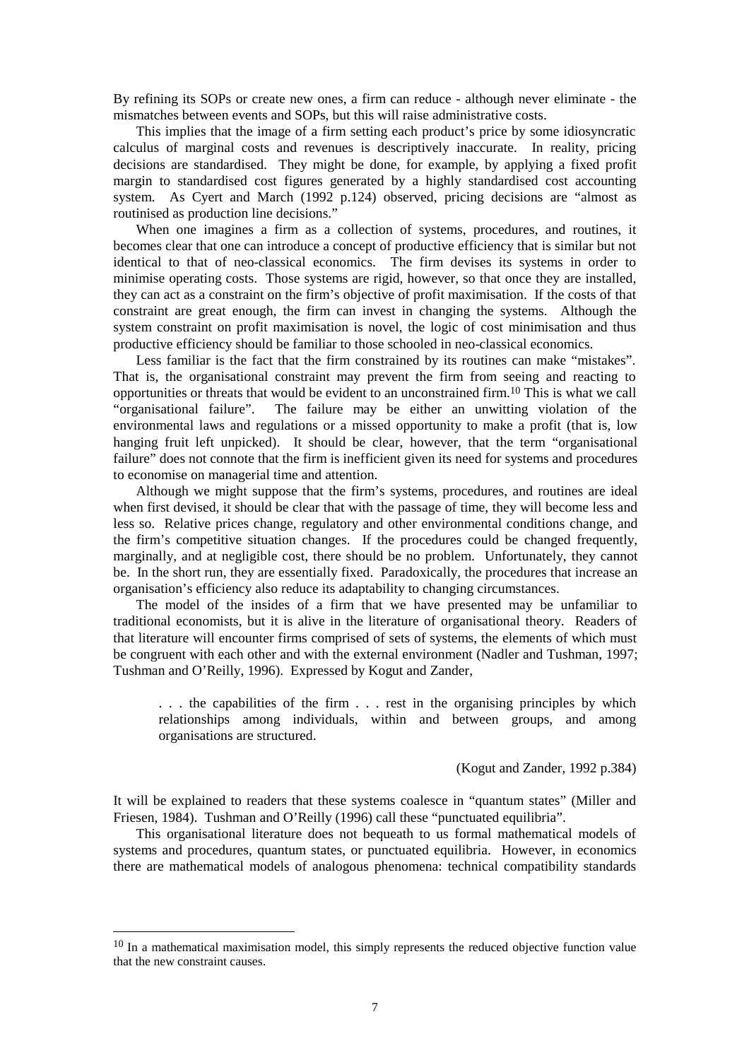By refining its SOPs or create new ones, a firm can reduce - although never eliminate - the mismatches between events and SOPs, but this will raise administrative costs.

This implies that the image of a firm setting each product's price by some idiosyncratic calculus of marginal costs and revenues is descriptively inaccurate. In reality, pricing decisions are standardised. They might be done, for example, by applying a fixed profit margin to standardised cost figures generated by a highly standardised cost accounting system. As Cyert and March (1992 p.124) observed, pricing decisions are "almost as routinised as production line decisions."

When one imagines a firm as a collection of systems, procedures, and routines, it becomes clear that one can introduce a concept of productive efficiency that is similar but not identical to that of neo-classical economics. The firm devises its systems in order to minimise operating costs. Those systems are rigid, however, so that once they are installed, they can act as a constraint on the firm's objective of profit maximisation. If the costs of that constraint are great enough, the firm can invest in changing the systems. Although the system constraint on profit maximisation is novel, the logic of cost minimisation and thus productive efficiency should be familiar to those schooled in neo-classical economics.

Less familiar is the fact that the firm constrained by its routines can make "mistakes". That is, the organisational constraint may prevent the firm from seeing and reacting to opportunities or threats that would be evident to an unconstrained firm.[10] This is what we call "organisational failure". The failure may be either an unwitting violation of the environmental laws and regulations or a missed opportunity to make a profit (that is, low hanging fruit left unpicked). It should be clear, however, that the term "organisational failure" does not connote that the firm is inefficient given its need for systems and procedures to economise on managerial time and attention.

Although we might suppose that the firm's systems, procedures, and routines are ideal when first devised, it should be clear that with the passage of time, they will become less and less so. Relative prices change, regulatory and other environmental conditions change, and the firm's competitive situation changes. If the procedures could be changed frequently, marginally, and at negligible cost, there should be no problem. Unfortunately, they cannot be. In the short run, they are essentially fixed. Paradoxically, the procedures that increase an organisation's efficiency also reduce its adaptability to changing circumstances.

The model of the insides of a firm that we have presented may be unfamiliar to traditional economists, but it is alive in the literature of organisational theory. Readers of that literature will encounter firms comprised of sets of systems, the elements of which must be congruent with each other and with the external environment (Nadler and Tushman, 1997; Tushman and O'Reilly, 1996). Expressed by Kogut and Zander,

> . . . the capabilities of the firm . . . rest in the organising principles by which relationships among individuals, within and between groups, and among organisations are structured.
>
> (Kogut and Zander, 1992 p.384)

It will be explained to readers that these systems coalesce in "quantum states" (Miller and Friesen, 1984). Tushman and O'Reilly (1996) call these "punctuated equilibria".

This organisational literature does not bequeath to us formal mathematical models of systems and procedures, quantum states, or punctuated equilibria. However, in economics there are mathematical models of analogous phenomena: technical compatibility standards

[10] In a mathematical maximisation model, this simply represents the reduced objective function value that the new constraint causes.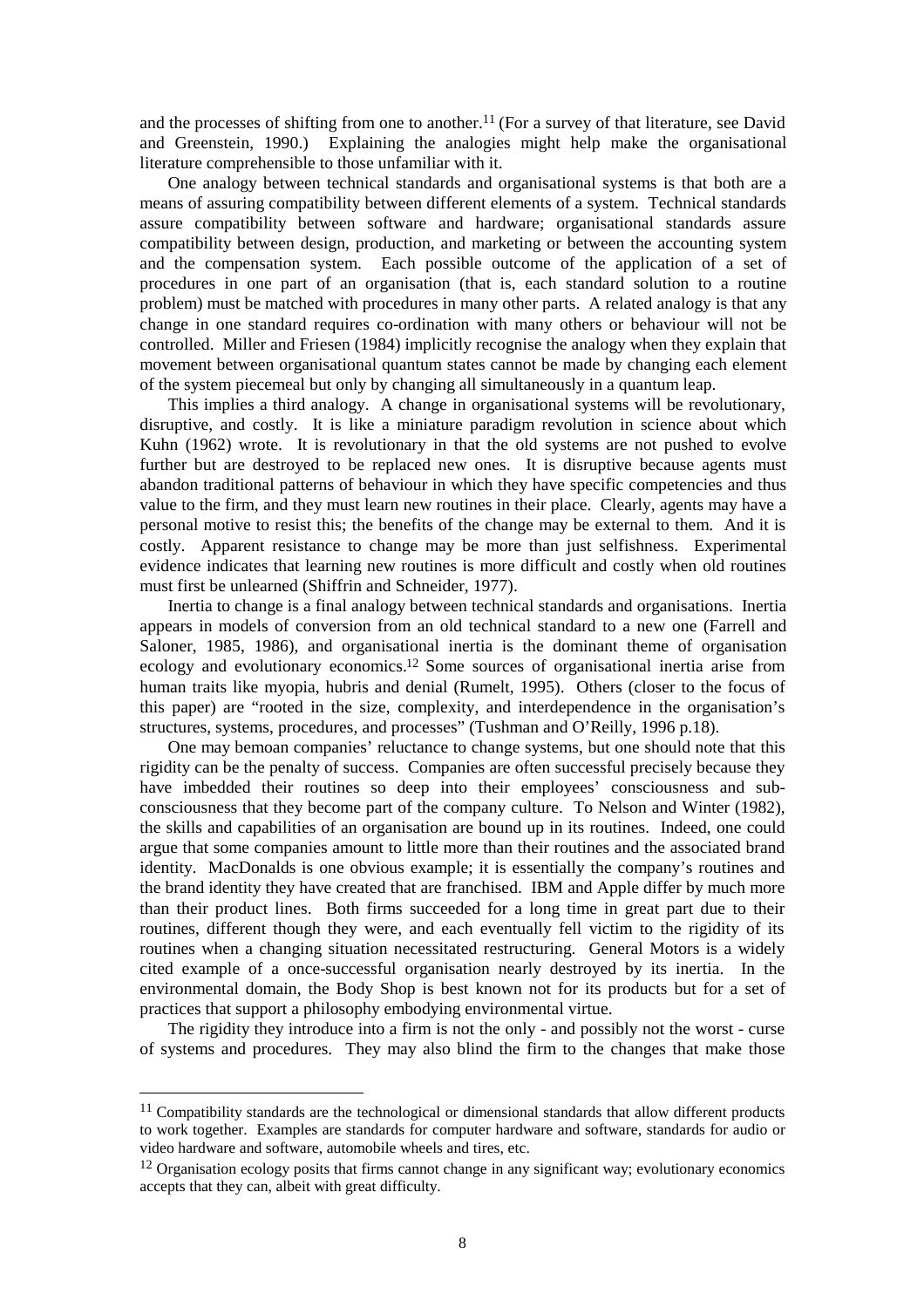and the processes of shifting from one to another.[11] (For a survey of that literature, see David and Greenstein, 1990.) Explaining the analogies might help make the organisational literature comprehensible to those unfamiliar with it.

One analogy between technical standards and organisational systems is that both are a means of assuring compatibility between different elements of a system. Technical standards assure compatibility between software and hardware; organisational standards assure compatibility between design, production, and marketing or between the accounting system and the compensation system. Each possible outcome of the application of a set of procedures in one part of an organisation (that is, each standard solution to a routine problem) must be matched with procedures in many other parts. A related analogy is that any change in one standard requires co-ordination with many others or behaviour will not be controlled. Miller and Friesen (1984) implicitly recognise the analogy when they explain that movement between organisational quantum states cannot be made by changing each element of the system piecemeal but only by changing all simultaneously in a quantum leap.

This implies a third analogy. A change in organisational systems will be revolutionary, disruptive, and costly. It is like a miniature paradigm revolution in science about which Kuhn (1962) wrote. It is revolutionary in that the old systems are not pushed to evolve further but are destroyed to be replaced new ones. It is disruptive because agents must abandon traditional patterns of behaviour in which they have specific competencies and thus value to the firm, and they must learn new routines in their place. Clearly, agents may have a personal motive to resist this; the benefits of the change may be external to them. And it is costly. Apparent resistance to change may be more than just selfishness. Experimental evidence indicates that learning new routines is more difficult and costly when old routines must first be unlearned (Shiffrin and Schneider, 1977).

Inertia to change is a final analogy between technical standards and organisations. Inertia appears in models of conversion from an old technical standard to a new one (Farrell and Saloner, 1985, 1986), and organisational inertia is the dominant theme of organisation ecology and evolutionary economics.[12] Some sources of organisational inertia arise from human traits like myopia, hubris and denial (Rumelt, 1995). Others (closer to the focus of this paper) are "rooted in the size, complexity, and interdependence in the organisation's structures, systems, procedures, and processes" (Tushman and O'Reilly, 1996 p.18).

One may bemoan companies' reluctance to change systems, but one should note that this rigidity can be the penalty of success. Companies are often successful precisely because they have imbedded their routines so deep into their employees' consciousness and sub-consciousness that they become part of the company culture. To Nelson and Winter (1982), the skills and capabilities of an organisation are bound up in its routines. Indeed, one could argue that some companies amount to little more than their routines and the associated brand identity. MacDonalds is one obvious example; it is essentially the company's routines and the brand identity they have created that are franchised. IBM and Apple differ by much more than their product lines. Both firms succeeded for a long time in great part due to their routines, different though they were, and each eventually fell victim to the rigidity of its routines when a changing situation necessitated restructuring. General Motors is a widely cited example of a once-successful organisation nearly destroyed by its inertia. In the environmental domain, the Body Shop is best known not for its products but for a set of practices that support a philosophy embodying environmental virtue.

The rigidity they introduce into a firm is not the only - and possibly not the worst - curse of systems and procedures. They may also blind the firm to the changes that make those

---

[11] Compatibility standards are the technological or dimensional standards that allow different products to work together. Examples are standards for computer hardware and software, standards for audio or video hardware and software, automobile wheels and tires, etc.

[12] Organisation ecology posits that firms cannot change in any significant way; evolutionary economics accepts that they can, albeit with great difficulty.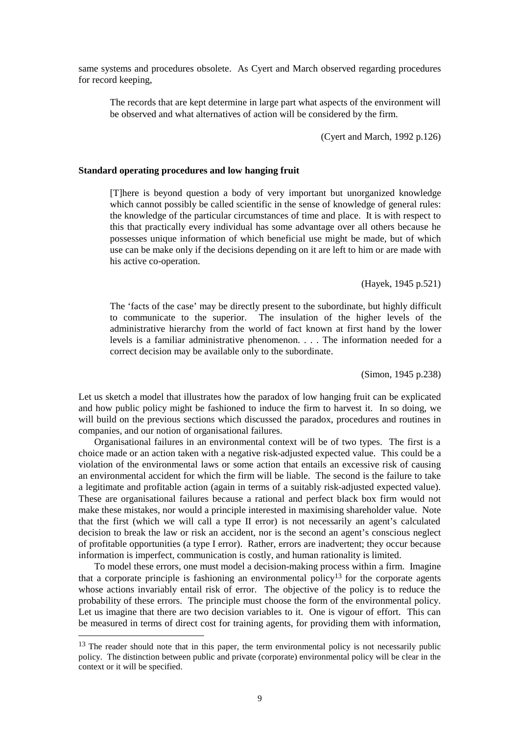same systems and procedures obsolete. As Cyert and March observed regarding procedures for record keeping,

> The records that are kept determine in large part what aspects of the environment will be observed and what alternatives of action will be considered by the firm.
>
> (Cyert and March, 1992 p.126)

**Standard operating procedures and low hanging fruit**

> [T]here is beyond question a body of very important but unorganized knowledge which cannot possibly be called scientific in the sense of knowledge of general rules: the knowledge of the particular circumstances of time and place. It is with respect to this that practically every individual has some advantage over all others because he possesses unique information of which beneficial use might be made, but of which use can be make only if the decisions depending on it are left to him or are made with his active co-operation.
>
> (Hayek, 1945 p.521)

> The 'facts of the case' may be directly present to the subordinate, but highly difficult to communicate to the superior. The insulation of the higher levels of the administrative hierarchy from the world of fact known at first hand by the lower levels is a familiar administrative phenomenon. . . . The information needed for a correct decision may be available only to the subordinate.
>
> (Simon, 1945 p.238)

Let us sketch a model that illustrates how the paradox of low hanging fruit can be explicated and how public policy might be fashioned to induce the firm to harvest it. In so doing, we will build on the previous sections which discussed the paradox, procedures and routines in companies, and our notion of organisational failures.

Organisational failures in an environmental context will be of two types. The first is a choice made or an action taken with a negative risk-adjusted expected value. This could be a violation of the environmental laws or some action that entails an excessive risk of causing an environmental accident for which the firm will be liable. The second is the failure to take a legitimate and profitable action (again in terms of a suitably risk-adjusted expected value). These are organisational failures because a rational and perfect black box firm would not make these mistakes, nor would a principle interested in maximising shareholder value. Note that the first (which we will call a type II error) is not necessarily an agent's calculated decision to break the law or risk an accident, nor is the second an agent's conscious neglect of profitable opportunities (a type I error). Rather, errors are inadvertent; they occur because information is imperfect, communication is costly, and human rationality is limited.

To model these errors, one must model a decision-making process within a firm. Imagine that a corporate principle is fashioning an environmental policy[13] for the corporate agents whose actions invariably entail risk of error. The objective of the policy is to reduce the probability of these errors. The principle must choose the form of the environmental policy. Let us imagine that there are two decision variables to it. One is vigour of effort. This can be measured in terms of direct cost for training agents, for providing them with information,

[13] The reader should note that in this paper, the term environmental policy is not necessarily public policy. The distinction between public and private (corporate) environmental policy will be clear in the context or it will be specified.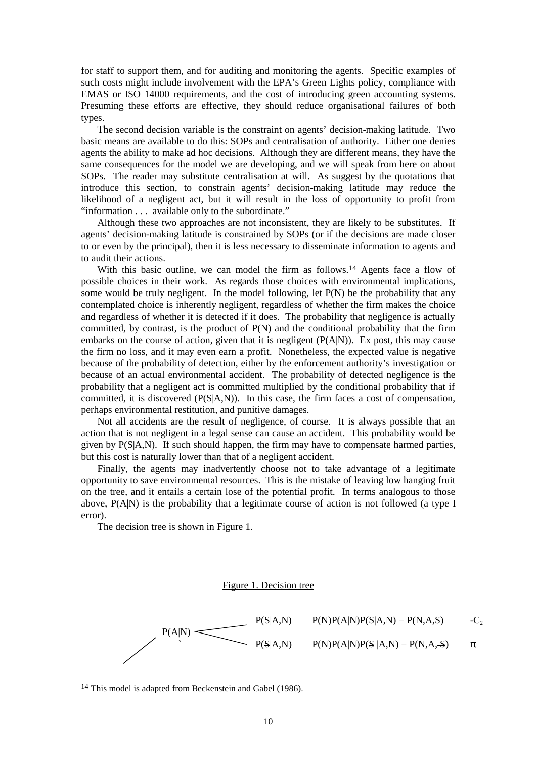for staff to support them, and for auditing and monitoring the agents. Specific examples of such costs might include involvement with the EPA's Green Lights policy, compliance with EMAS or ISO 14000 requirements, and the cost of introducing green accounting systems. Presuming these efforts are effective, they should reduce organisational failures of both types.

The second decision variable is the constraint on agents' decision-making latitude. Two basic means are available to do this: SOPs and centralisation of authority. Either one denies agents the ability to make ad hoc decisions. Although they are different means, they have the same consequences for the model we are developing, and we will speak from here on about SOPs. The reader may substitute centralisation at will. As suggest by the quotations that introduce this section, to constrain agents' decision-making latitude may reduce the likelihood of a negligent act, but it will result in the loss of opportunity to profit from "information . . . available only to the subordinate."

Although these two approaches are not inconsistent, they are likely to be substitutes. If agents' decision-making latitude is constrained by SOPs (or if the decisions are made closer to or even by the principal), then it is less necessary to disseminate information to agents and to audit their actions.

With this basic outline, we can model the firm as follows.[14] Agents face a flow of possible choices in their work. As regards those choices with environmental implications, some would be truly negligent. In the model following, let $P(N)$ be the probability that any contemplated choice is inherently negligent, regardless of whether the firm makes the choice and regardless of whether it is detected if it does. The probability that negligence is actually committed, by contrast, is the product of $P(N)$ and the conditional probability that the firm embarks on the course of action, given that it is negligent ($P(A|N)$). Ex post, this may cause the firm no loss, and it may even earn a profit. Nonetheless, the expected value is negative because of the probability of detection, either by the enforcement authority's investigation or because of an actual environmental accident. The probability of detected negligence is the probability that a negligent act is committed multiplied by the conditional probability that if committed, it is discovered ($P(S|A,N)$). In this case, the firm faces a cost of compensation, perhaps environmental restitution, and punitive damages.

Not all accidents are the result of negligence, of course. It is always possible that an action that is not negligent in a legal sense can cause an accident. This probability would be given by $P(S|A,\bar{N})$. If such should happen, the firm may have to compensate harmed parties, but this cost is naturally lower than that of a negligent accident.

Finally, the agents may inadvertently choose not to take advantage of a legitimate opportunity to save environmental resources. This is the mistake of leaving low hanging fruit on the tree, and it entails a certain lose of the potential profit. In terms analogous to those above, $P(\bar{A}|\bar{N})$ is the probability that a legitimate course of action is not followed (a type I error).

The decision tree is shown in Figure 1.

Figure 1. Decision tree

$P(A|N)$ — $P(S|A,N)$ — $P(N)P(A|N)P(S|A,N) = P(N,A,S)$ — $-C_2$

$P(A|N)$ — $P(\bar{S}|A,N)$ — $P(N)P(A|N)P(\bar{S}|A,N) = P(N,A,\bar{S})$ — $\pi$

---

[14] This model is adapted from Beckenstein and Gabel (1986).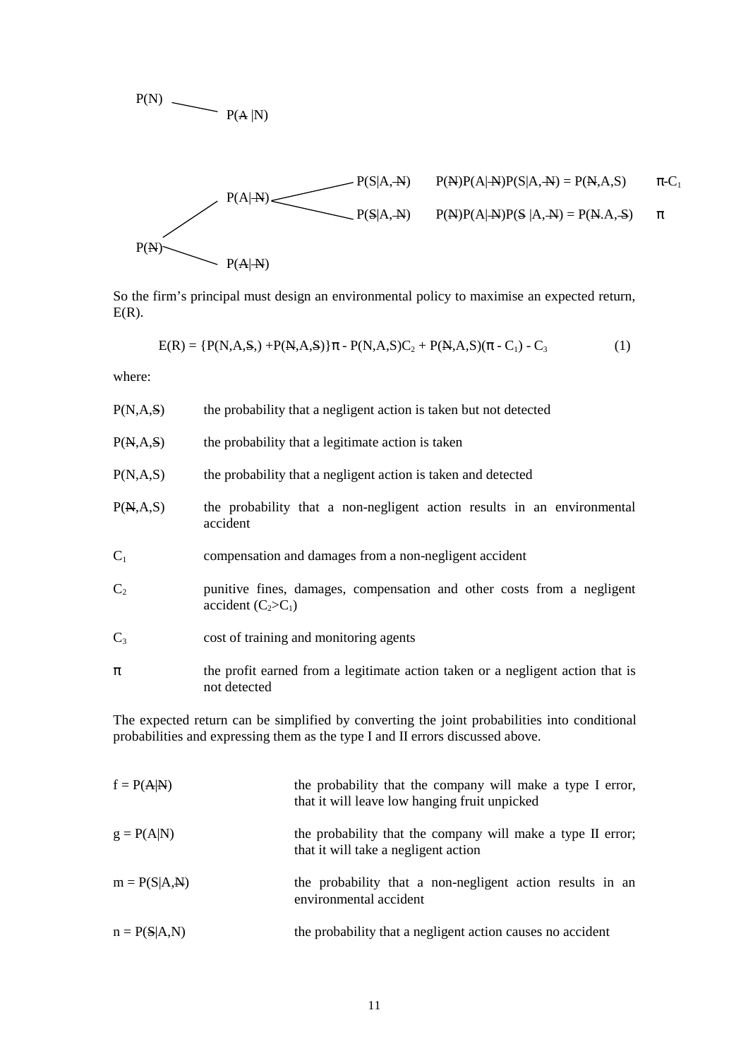$P(N)$ —— $P(\overline{A}\,|N)$

$P(\overline{N})$ —— $P(A|\overline{N})$ —— $P(S|A,\overline{N})$ $\quad P(\overline{N})P(A|\overline{N})P(S|A,\overline{N}) = P(\overline{N},A,S) \quad \pi\text{-}C_1$

$P(\overline{N})$ —— $P(A|\overline{N})$ —— $P(\overline{S}|A,\overline{N})$ $\quad P(\overline{N})P(A|\overline{N})P(\overline{S}\,|A,\overline{N}) = P(\overline{N}.A,\overline{S}) \quad \pi$

$P(\overline{N})$ —— $P(\overline{A}|\overline{N})$

So the firm's principal must design an environmental policy to maximise an expected return, E(R).

$$E(R) = \{P(N,A,\overline{S},) + P(\overline{N},A,\overline{S})\}\pi - P(N,A,S)C_2 + P(\overline{N},A,S)(\pi - C_1) - C_3 \qquad (1)$$

where:

| | |
|---|---|
| $P(N,A,\overline{S})$ | the probability that a negligent action is taken but not detected |
| $P(\overline{N},A,\overline{S})$ | the probability that a legitimate action is taken |
| $P(N,A,S)$ | the probability that a negligent action is taken and detected |
| $P(\overline{N},A,S)$ | the probability that a non-negligent action results in an environmental accident |
| $C_1$ | compensation and damages from a non-negligent accident |
| $C_2$ | punitive fines, damages, compensation and other costs from a negligent accident ($C_2$>$C_1$) |
| $C_3$ | cost of training and monitoring agents |
| $\pi$ | the profit earned from a legitimate action taken or a negligent action that is not detected |

The expected return can be simplified by converting the joint probabilities into conditional probabilities and expressing them as the type I and II errors discussed above.

| | |
|---|---|
| $f = P(\overline{A}|\overline{N})$ | the probability that the company will make a type I error, that it will leave low hanging fruit unpicked |
| $g = P(A|N)$ | the probability that the company will make a type II error; that it will take a negligent action |
| $m = P(S|A,\overline{N})$ | the probability that a non-negligent action results in an environmental accident |
| $n = P(\overline{S}|A,N)$ | the probability that a negligent action causes no accident |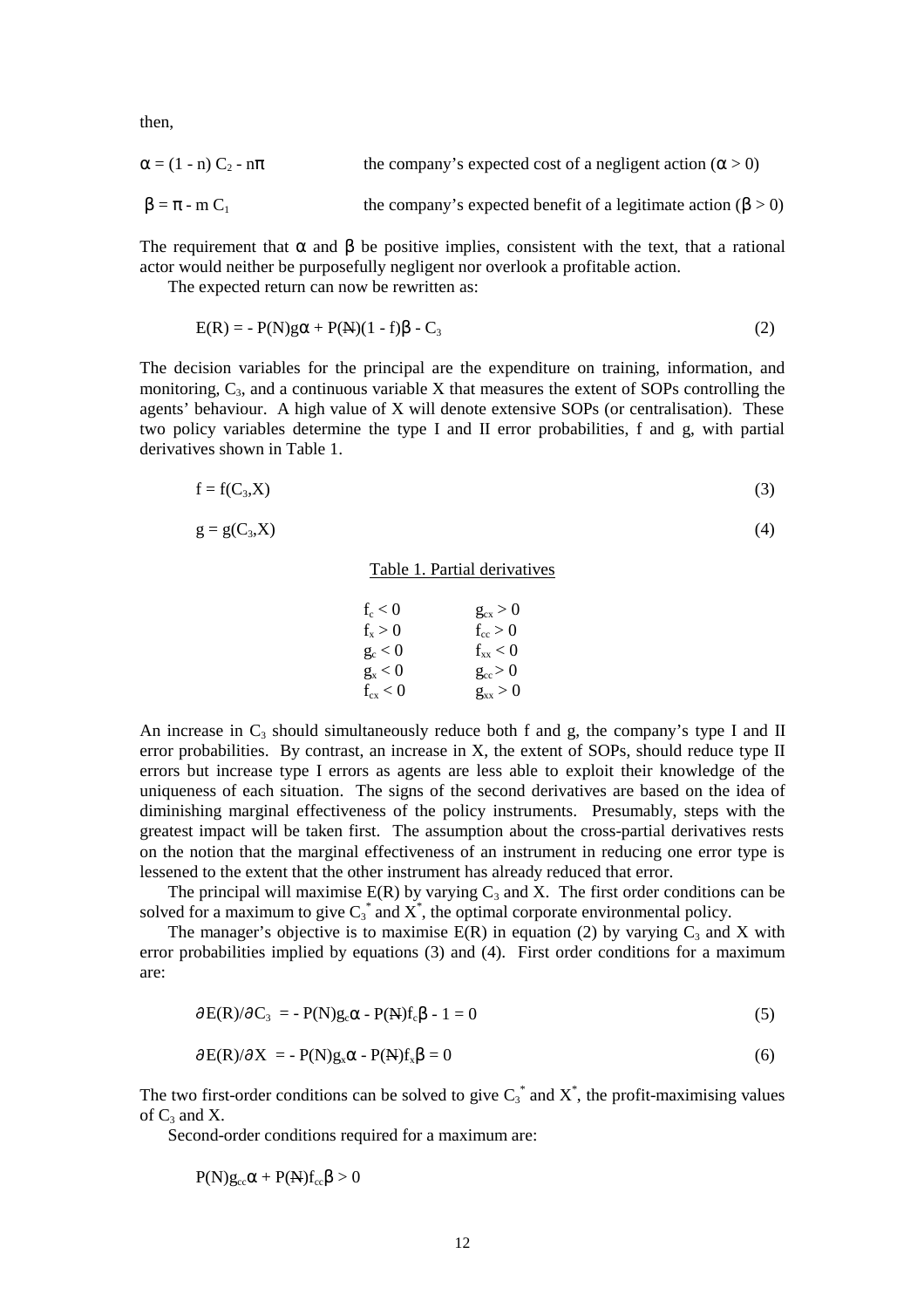then,

$\alpha = (1 - n)\, C_2 - n\pi$ — the company's expected cost of a negligent action ($\alpha > 0$)

$\beta = \pi - m\, C_1$ — the company's expected benefit of a legitimate action ($\beta > 0$)

The requirement that $\alpha$ and $\beta$ be positive implies, consistent with the text, that a rational actor would neither be purposefully negligent nor overlook a profitable action.

The expected return can now be rewritten as:

$$E(R) = - P(N)g\alpha + P(\not{N})(1 - f)\beta - C_3 \tag{2}$$

The decision variables for the principal are the expenditure on training, information, and monitoring, $C_3$, and a continuous variable X that measures the extent of SOPs controlling the agents' behaviour. A high value of X will denote extensive SOPs (or centralisation). These two policy variables determine the type I and II error probabilities, f and g, with partial derivatives shown in Table 1.

$$f = f(C_3,X) \tag{3}$$

$$g = g(C_3,X) \tag{4}$$

Table 1. Partial derivatives

| | |
|---|---|
| $f_c < 0$ | $g_{cx} > 0$ |
| $f_x > 0$ | $f_{cc} > 0$ |
| $g_c < 0$ | $f_{xx} < 0$ |
| $g_x < 0$ | $g_{cc} > 0$ |
| $f_{cx} < 0$ | $g_{xx} > 0$ |

An increase in $C_3$ should simultaneously reduce both f and g, the company's type I and II error probabilities. By contrast, an increase in X, the extent of SOPs, should reduce type II errors but increase type I errors as agents are less able to exploit their knowledge of the uniqueness of each situation. The signs of the second derivatives are based on the idea of diminishing marginal effectiveness of the policy instruments. Presumably, steps with the greatest impact will be taken first. The assumption about the cross-partial derivatives rests on the notion that the marginal effectiveness of an instrument in reducing one error type is lessened to the extent that the other instrument has already reduced that error.

The principal will maximise E(R) by varying $C_3$ and X. The first order conditions can be solved for a maximum to give $C_3^*$ and $X^*$, the optimal corporate environmental policy.

The manager's objective is to maximise E(R) in equation (2) by varying $C_3$ and X with error probabilities implied by equations (3) and (4). First order conditions for a maximum are:

$$\partial E(R)/\partial C_3 = - P(N)g_c\alpha - P(\not{N})f_c\beta - 1 = 0 \tag{5}$$

$$\partial E(R)/\partial X = - P(N)g_x\alpha - P(\not{N})f_x\beta = 0 \tag{6}$$

The two first-order conditions can be solved to give $C_3^*$ and $X^*$, the profit-maximising values of $C_3$ and X.

Second-order conditions required for a maximum are:

$$P(N)g_{cc}\alpha + P(\not{N})f_{cc}\beta > 0$$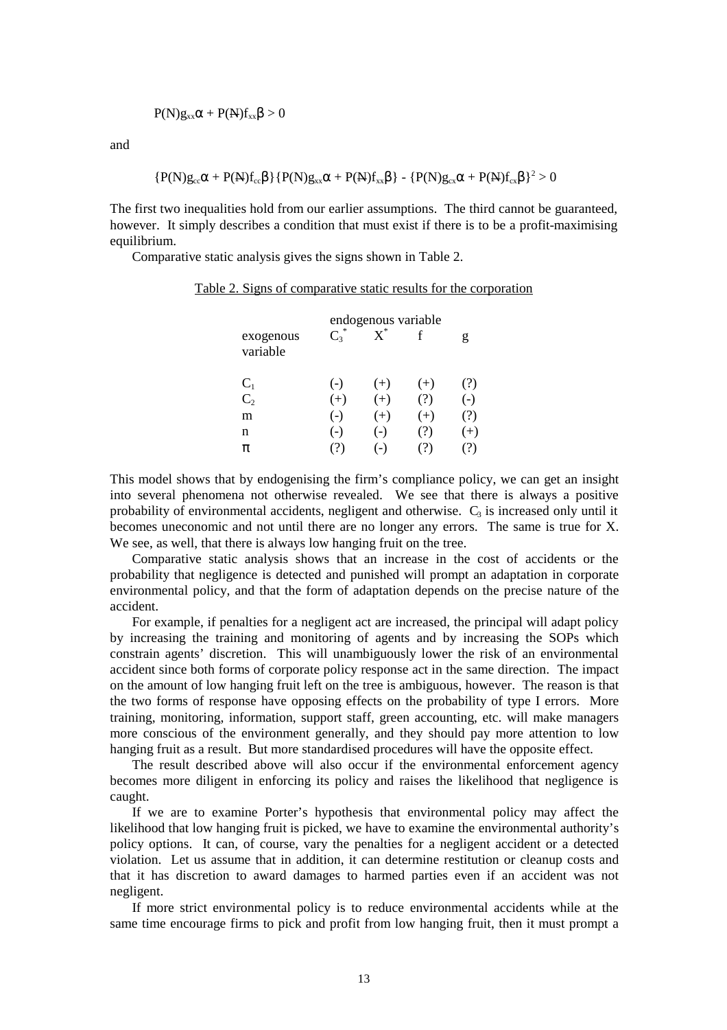$$P(N)g_{xx}\alpha + P(\text{N̶})f_{xx}\beta > 0$$

and

$$\{P(N)g_{cc}\alpha + P(\text{N̶})f_{cc}\beta\}\{P(N)g_{xx}\alpha + P(\text{N̶})f_{xx}\beta\} - \{P(N)g_{cx}\alpha + P(\text{N̶})f_{cx}\beta\}^2 > 0$$

The first two inequalities hold from our earlier assumptions. The third cannot be guaranteed, however. It simply describes a condition that must exist if there is to be a profit-maximising equilibrium.

Comparative static analysis gives the signs shown in Table 2.

Table 2. Signs of comparative static results for the corporation

| exogenous variable | endogenous variable $C_3^*$ | $X^*$ | f | g |
|---|---|---|---|---|
| $C_1$ | (-) | (+) | (+) | (?) |
| $C_2$ | (+) | (+) | (?) | (-) |
| m | (-) | (+) | (+) | (?) |
| n | (-) | (-) | (?) | (+) |
| $\pi$ | (?) | (-) | (?) | (?) |

This model shows that by endogenising the firm's compliance policy, we can get an insight into several phenomena not otherwise revealed. We see that there is always a positive probability of environmental accidents, negligent and otherwise. $C_3$ is increased only until it becomes uneconomic and not until there are no longer any errors. The same is true for X. We see, as well, that there is always low hanging fruit on the tree.

Comparative static analysis shows that an increase in the cost of accidents or the probability that negligence is detected and punished will prompt an adaptation in corporate environmental policy, and that the form of adaptation depends on the precise nature of the accident.

For example, if penalties for a negligent act are increased, the principal will adapt policy by increasing the training and monitoring of agents and by increasing the SOPs which constrain agents' discretion. This will unambiguously lower the risk of an environmental accident since both forms of corporate policy response act in the same direction. The impact on the amount of low hanging fruit left on the tree is ambiguous, however. The reason is that the two forms of response have opposing effects on the probability of type I errors. More training, monitoring, information, support staff, green accounting, etc. will make managers more conscious of the environment generally, and they should pay more attention to low hanging fruit as a result. But more standardised procedures will have the opposite effect.

The result described above will also occur if the environmental enforcement agency becomes more diligent in enforcing its policy and raises the likelihood that negligence is caught.

If we are to examine Porter's hypothesis that environmental policy may affect the likelihood that low hanging fruit is picked, we have to examine the environmental authority's policy options. It can, of course, vary the penalties for a negligent accident or a detected violation. Let us assume that in addition, it can determine restitution or cleanup costs and that it has discretion to award damages to harmed parties even if an accident was not negligent.

If more strict environmental policy is to reduce environmental accidents while at the same time encourage firms to pick and profit from low hanging fruit, then it must prompt a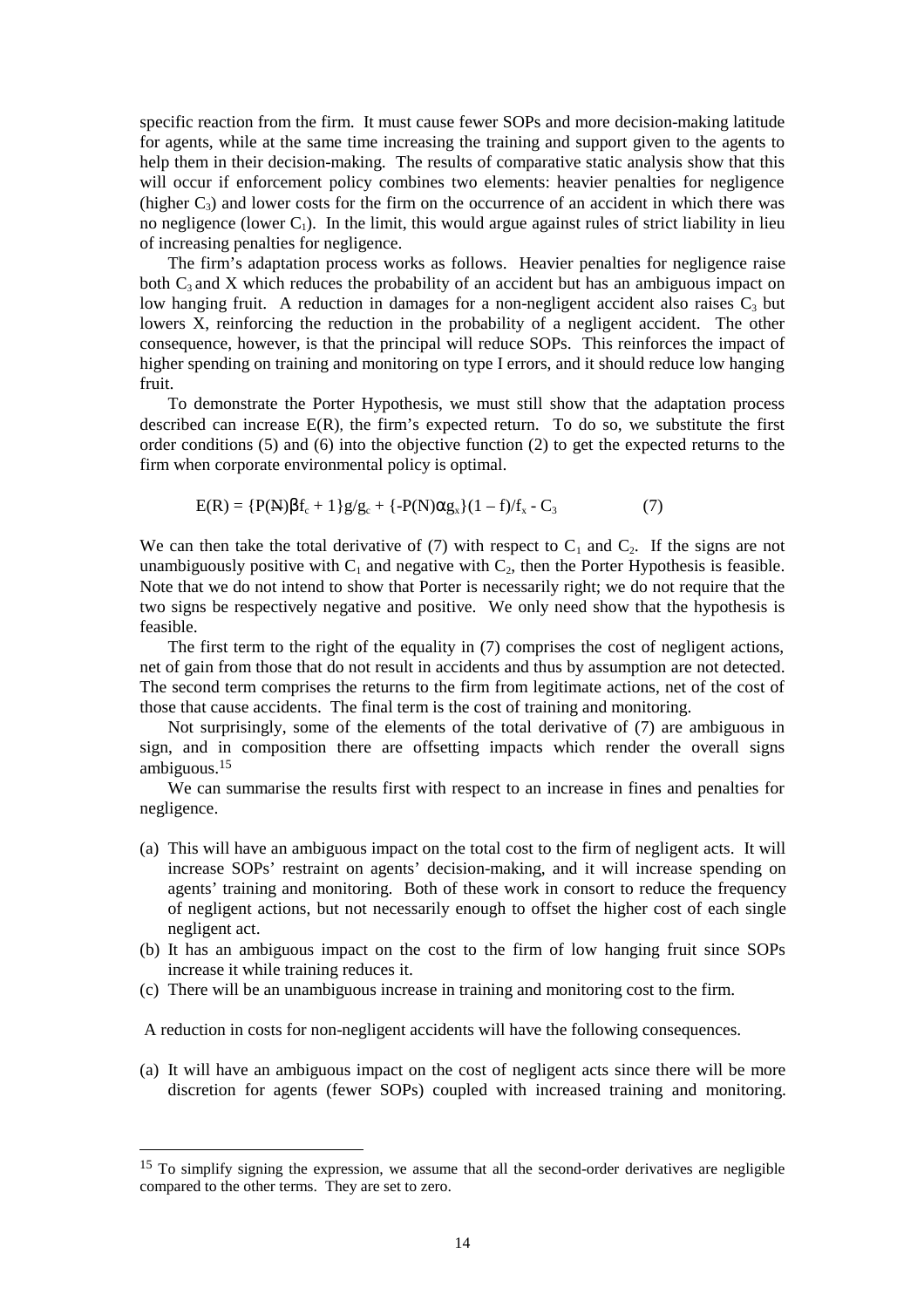specific reaction from the firm. It must cause fewer SOPs and more decision-making latitude for agents, while at the same time increasing the training and support given to the agents to help them in their decision-making. The results of comparative static analysis show that this will occur if enforcement policy combines two elements: heavier penalties for negligence (higher $C_3$) and lower costs for the firm on the occurrence of an accident in which there was no negligence (lower $C_1$). In the limit, this would argue against rules of strict liability in lieu of increasing penalties for negligence.

The firm's adaptation process works as follows. Heavier penalties for negligence raise both $C_3$ and X which reduces the probability of an accident but has an ambiguous impact on low hanging fruit. A reduction in damages for a non-negligent accident also raises $C_3$ but lowers X, reinforcing the reduction in the probability of a negligent accident. The other consequence, however, is that the principal will reduce SOPs. This reinforces the impact of higher spending on training and monitoring on type I errors, and it should reduce low hanging fruit.

To demonstrate the Porter Hypothesis, we must still show that the adaptation process described can increase E(R), the firm's expected return. To do so, we substitute the first order conditions (5) and (6) into the objective function (2) to get the expected returns to the firm when corporate environmental policy is optimal.

$$E(R) = \{P(\not{N})\beta f_c + 1\}g/g_c + \{-P(N)\alpha g_x\}(1 - f)/f_x - C_3 \qquad (7)$$

We can then take the total derivative of (7) with respect to $C_1$ and $C_2$. If the signs are not unambiguously positive with $C_1$ and negative with $C_2$, then the Porter Hypothesis is feasible. Note that we do not intend to show that Porter is necessarily right; we do not require that the two signs be respectively negative and positive. We only need show that the hypothesis is feasible.

The first term to the right of the equality in (7) comprises the cost of negligent actions, net of gain from those that do not result in accidents and thus by assumption are not detected. The second term comprises the returns to the firm from legitimate actions, net of the cost of those that cause accidents. The final term is the cost of training and monitoring.

Not surprisingly, some of the elements of the total derivative of (7) are ambiguous in sign, and in composition there are offsetting impacts which render the overall signs ambiguous.[15]

We can summarise the results first with respect to an increase in fines and penalties for negligence.

(a) This will have an ambiguous impact on the total cost to the firm of negligent acts. It will increase SOPs' restraint on agents' decision-making, and it will increase spending on agents' training and monitoring. Both of these work in consort to reduce the frequency of negligent actions, but not necessarily enough to offset the higher cost of each single negligent act.
(b) It has an ambiguous impact on the cost to the firm of low hanging fruit since SOPs increase it while training reduces it.
(c) There will be an unambiguous increase in training and monitoring cost to the firm.

A reduction in costs for non-negligent accidents will have the following consequences.

(a) It will have an ambiguous impact on the cost of negligent acts since there will be more discretion for agents (fewer SOPs) coupled with increased training and monitoring.

[15] To simplify signing the expression, we assume that all the second-order derivatives are negligible compared to the other terms. They are set to zero.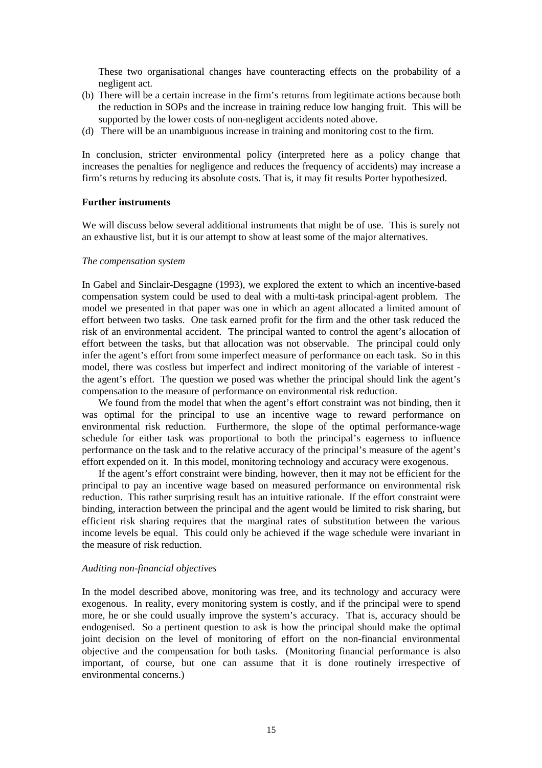These two organisational changes have counteracting effects on the probability of a negligent act.

(b) There will be a certain increase in the firm's returns from legitimate actions because both the reduction in SOPs and the increase in training reduce low hanging fruit. This will be supported by the lower costs of non-negligent accidents noted above.

(d) There will be an unambiguous increase in training and monitoring cost to the firm.

In conclusion, stricter environmental policy (interpreted here as a policy change that increases the penalties for negligence and reduces the frequency of accidents) may increase a firm's returns by reducing its absolute costs. That is, it may fit results Porter hypothesized.

**Further instruments**

We will discuss below several additional instruments that might be of use. This is surely not an exhaustive list, but it is our attempt to show at least some of the major alternatives.

*The compensation system*

In Gabel and Sinclair-Desgagne (1993), we explored the extent to which an incentive-based compensation system could be used to deal with a multi-task principal-agent problem. The model we presented in that paper was one in which an agent allocated a limited amount of effort between two tasks. One task earned profit for the firm and the other task reduced the risk of an environmental accident. The principal wanted to control the agent's allocation of effort between the tasks, but that allocation was not observable. The principal could only infer the agent's effort from some imperfect measure of performance on each task. So in this model, there was costless but imperfect and indirect monitoring of the variable of interest - the agent's effort. The question we posed was whether the principal should link the agent's compensation to the measure of performance on environmental risk reduction.

We found from the model that when the agent's effort constraint was not binding, then it was optimal for the principal to use an incentive wage to reward performance on environmental risk reduction. Furthermore, the slope of the optimal performance-wage schedule for either task was proportional to both the principal's eagerness to influence performance on the task and to the relative accuracy of the principal's measure of the agent's effort expended on it. In this model, monitoring technology and accuracy were exogenous.

If the agent's effort constraint were binding, however, then it may not be efficient for the principal to pay an incentive wage based on measured performance on environmental risk reduction. This rather surprising result has an intuitive rationale. If the effort constraint were binding, interaction between the principal and the agent would be limited to risk sharing, but efficient risk sharing requires that the marginal rates of substitution between the various income levels be equal. This could only be achieved if the wage schedule were invariant in the measure of risk reduction.

*Auditing non-financial objectives*

In the model described above, monitoring was free, and its technology and accuracy were exogenous. In reality, every monitoring system is costly, and if the principal were to spend more, he or she could usually improve the system's accuracy. That is, accuracy should be endogenised. So a pertinent question to ask is how the principal should make the optimal joint decision on the level of monitoring of effort on the non-financial environmental objective and the compensation for both tasks. (Monitoring financial performance is also important, of course, but one can assume that it is done routinely irrespective of environmental concerns.)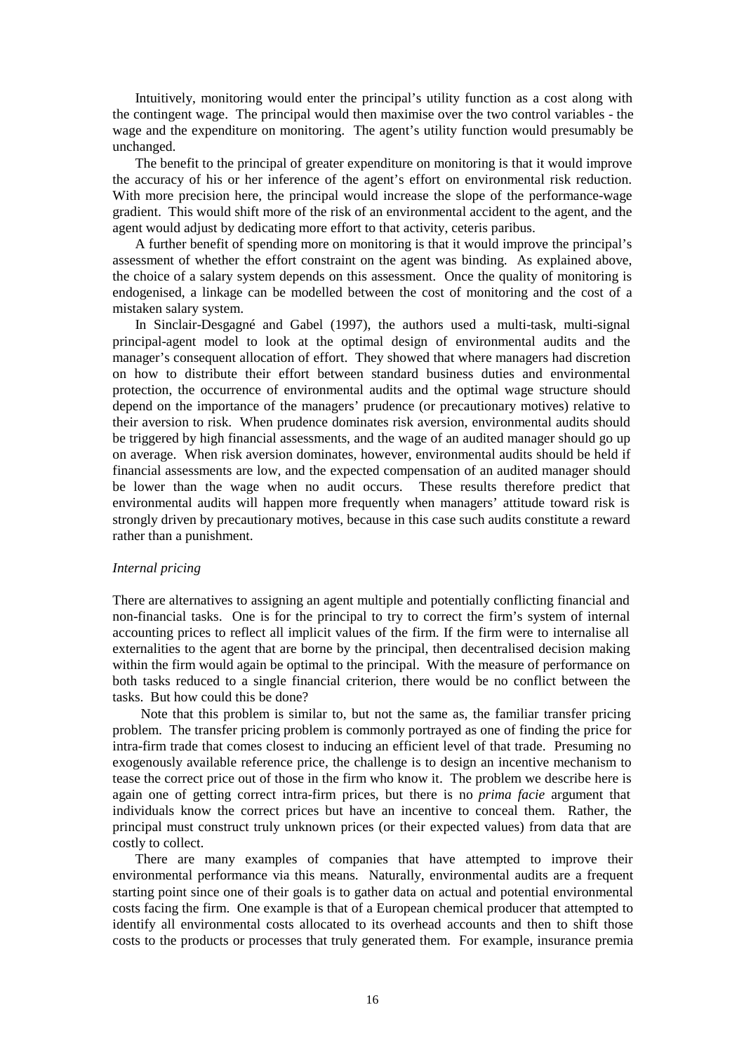Intuitively, monitoring would enter the principal's utility function as a cost along with the contingent wage. The principal would then maximise over the two control variables - the wage and the expenditure on monitoring. The agent's utility function would presumably be unchanged.

The benefit to the principal of greater expenditure on monitoring is that it would improve the accuracy of his or her inference of the agent's effort on environmental risk reduction. With more precision here, the principal would increase the slope of the performance-wage gradient. This would shift more of the risk of an environmental accident to the agent, and the agent would adjust by dedicating more effort to that activity, ceteris paribus.

A further benefit of spending more on monitoring is that it would improve the principal's assessment of whether the effort constraint on the agent was binding. As explained above, the choice of a salary system depends on this assessment. Once the quality of monitoring is endogenised, a linkage can be modelled between the cost of monitoring and the cost of a mistaken salary system.

In Sinclair-Desgagné and Gabel (1997), the authors used a multi-task, multi-signal principal-agent model to look at the optimal design of environmental audits and the manager's consequent allocation of effort. They showed that where managers had discretion on how to distribute their effort between standard business duties and environmental protection, the occurrence of environmental audits and the optimal wage structure should depend on the importance of the managers' prudence (or precautionary motives) relative to their aversion to risk. When prudence dominates risk aversion, environmental audits should be triggered by high financial assessments, and the wage of an audited manager should go up on average. When risk aversion dominates, however, environmental audits should be held if financial assessments are low, and the expected compensation of an audited manager should be lower than the wage when no audit occurs. These results therefore predict that environmental audits will happen more frequently when managers' attitude toward risk is strongly driven by precautionary motives, because in this case such audits constitute a reward rather than a punishment.

*Internal pricing*

There are alternatives to assigning an agent multiple and potentially conflicting financial and non-financial tasks. One is for the principal to try to correct the firm's system of internal accounting prices to reflect all implicit values of the firm. If the firm were to internalise all externalities to the agent that are borne by the principal, then decentralised decision making within the firm would again be optimal to the principal. With the measure of performance on both tasks reduced to a single financial criterion, there would be no conflict between the tasks. But how could this be done?

Note that this problem is similar to, but not the same as, the familiar transfer pricing problem. The transfer pricing problem is commonly portrayed as one of finding the price for intra-firm trade that comes closest to inducing an efficient level of that trade. Presuming no exogenously available reference price, the challenge is to design an incentive mechanism to tease the correct price out of those in the firm who know it. The problem we describe here is again one of getting correct intra-firm prices, but there is no *prima facie* argument that individuals know the correct prices but have an incentive to conceal them. Rather, the principal must construct truly unknown prices (or their expected values) from data that are costly to collect.

There are many examples of companies that have attempted to improve their environmental performance via this means. Naturally, environmental audits are a frequent starting point since one of their goals is to gather data on actual and potential environmental costs facing the firm. One example is that of a European chemical producer that attempted to identify all environmental costs allocated to its overhead accounts and then to shift those costs to the products or processes that truly generated them. For example, insurance premia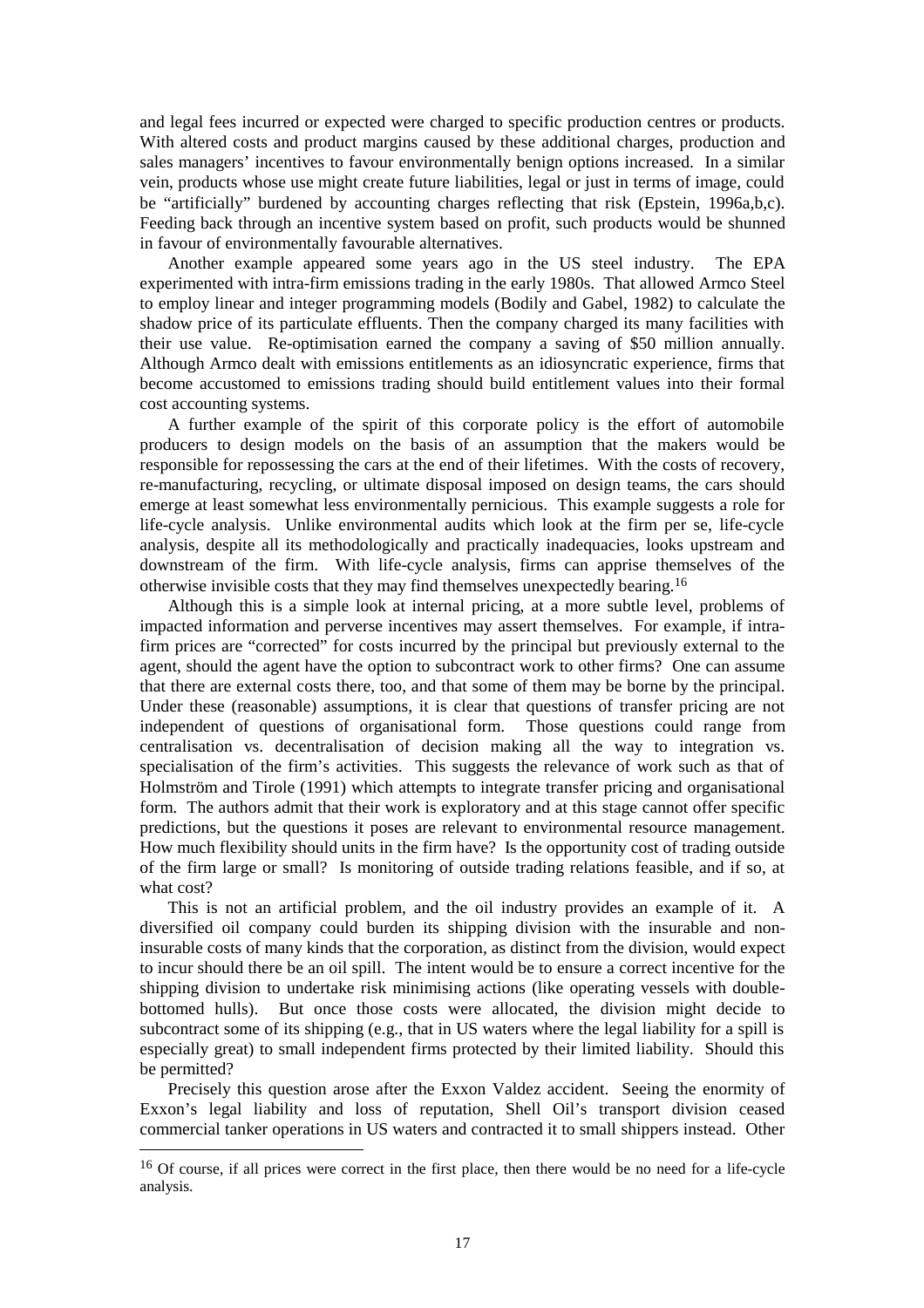and legal fees incurred or expected were charged to specific production centres or products. With altered costs and product margins caused by these additional charges, production and sales managers' incentives to favour environmentally benign options increased. In a similar vein, products whose use might create future liabilities, legal or just in terms of image, could be "artificially" burdened by accounting charges reflecting that risk (Epstein, 1996a,b,c). Feeding back through an incentive system based on profit, such products would be shunned in favour of environmentally favourable alternatives.

Another example appeared some years ago in the US steel industry. The EPA experimented with intra-firm emissions trading in the early 1980s. That allowed Armco Steel to employ linear and integer programming models (Bodily and Gabel, 1982) to calculate the shadow price of its particulate effluents. Then the company charged its many facilities with their use value. Re-optimisation earned the company a saving of $50 million annually. Although Armco dealt with emissions entitlements as an idiosyncratic experience, firms that become accustomed to emissions trading should build entitlement values into their formal cost accounting systems.

A further example of the spirit of this corporate policy is the effort of automobile producers to design models on the basis of an assumption that the makers would be responsible for repossessing the cars at the end of their lifetimes. With the costs of recovery, re-manufacturing, recycling, or ultimate disposal imposed on design teams, the cars should emerge at least somewhat less environmentally pernicious. This example suggests a role for life-cycle analysis. Unlike environmental audits which look at the firm per se, life-cycle analysis, despite all its methodologically and practically inadequacies, looks upstream and downstream of the firm. With life-cycle analysis, firms can apprise themselves of the otherwise invisible costs that they may find themselves unexpectedly bearing.[16]

Although this is a simple look at internal pricing, at a more subtle level, problems of impacted information and perverse incentives may assert themselves. For example, if intra-firm prices are "corrected" for costs incurred by the principal but previously external to the agent, should the agent have the option to subcontract work to other firms? One can assume that there are external costs there, too, and that some of them may be borne by the principal. Under these (reasonable) assumptions, it is clear that questions of transfer pricing are not independent of questions of organisational form. Those questions could range from centralisation vs. decentralisation of decision making all the way to integration vs. specialisation of the firm's activities. This suggests the relevance of work such as that of Holmström and Tirole (1991) which attempts to integrate transfer pricing and organisational form. The authors admit that their work is exploratory and at this stage cannot offer specific predictions, but the questions it poses are relevant to environmental resource management. How much flexibility should units in the firm have? Is the opportunity cost of trading outside of the firm large or small? Is monitoring of outside trading relations feasible, and if so, at what cost?

This is not an artificial problem, and the oil industry provides an example of it. A diversified oil company could burden its shipping division with the insurable and non-insurable costs of many kinds that the corporation, as distinct from the division, would expect to incur should there be an oil spill. The intent would be to ensure a correct incentive for the shipping division to undertake risk minimising actions (like operating vessels with double-bottomed hulls). But once those costs were allocated, the division might decide to subcontract some of its shipping (e.g., that in US waters where the legal liability for a spill is especially great) to small independent firms protected by their limited liability. Should this be permitted?

Precisely this question arose after the Exxon Valdez accident. Seeing the enormity of Exxon's legal liability and loss of reputation, Shell Oil's transport division ceased commercial tanker operations in US waters and contracted it to small shippers instead. Other

[16] Of course, if all prices were correct in the first place, then there would be no need for a life-cycle analysis.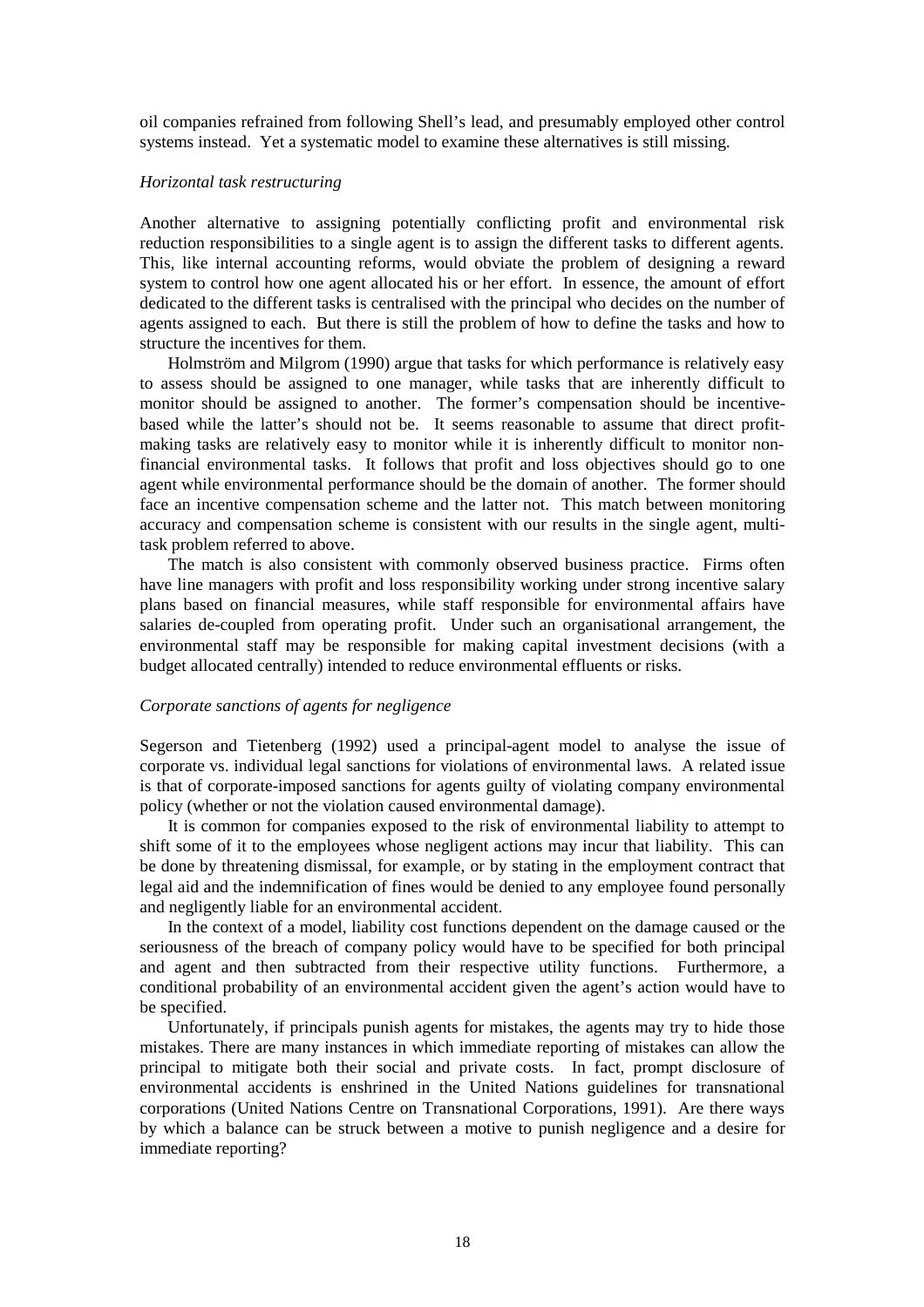oil companies refrained from following Shell's lead, and presumably employed other control systems instead. Yet a systematic model to examine these alternatives is still missing.

*Horizontal task restructuring*

Another alternative to assigning potentially conflicting profit and environmental risk reduction responsibilities to a single agent is to assign the different tasks to different agents. This, like internal accounting reforms, would obviate the problem of designing a reward system to control how one agent allocated his or her effort. In essence, the amount of effort dedicated to the different tasks is centralised with the principal who decides on the number of agents assigned to each. But there is still the problem of how to define the tasks and how to structure the incentives for them.

Holmström and Milgrom (1990) argue that tasks for which performance is relatively easy to assess should be assigned to one manager, while tasks that are inherently difficult to monitor should be assigned to another. The former's compensation should be incentive-based while the latter's should not be. It seems reasonable to assume that direct profit-making tasks are relatively easy to monitor while it is inherently difficult to monitor non-financial environmental tasks. It follows that profit and loss objectives should go to one agent while environmental performance should be the domain of another. The former should face an incentive compensation scheme and the latter not. This match between monitoring accuracy and compensation scheme is consistent with our results in the single agent, multi-task problem referred to above.

The match is also consistent with commonly observed business practice. Firms often have line managers with profit and loss responsibility working under strong incentive salary plans based on financial measures, while staff responsible for environmental affairs have salaries de-coupled from operating profit. Under such an organisational arrangement, the environmental staff may be responsible for making capital investment decisions (with a budget allocated centrally) intended to reduce environmental effluents or risks.

*Corporate sanctions of agents for negligence*

Segerson and Tietenberg (1992) used a principal-agent model to analyse the issue of corporate vs. individual legal sanctions for violations of environmental laws. A related issue is that of corporate-imposed sanctions for agents guilty of violating company environmental policy (whether or not the violation caused environmental damage).

It is common for companies exposed to the risk of environmental liability to attempt to shift some of it to the employees whose negligent actions may incur that liability. This can be done by threatening dismissal, for example, or by stating in the employment contract that legal aid and the indemnification of fines would be denied to any employee found personally and negligently liable for an environmental accident.

In the context of a model, liability cost functions dependent on the damage caused or the seriousness of the breach of company policy would have to be specified for both principal and agent and then subtracted from their respective utility functions. Furthermore, a conditional probability of an environmental accident given the agent's action would have to be specified.

Unfortunately, if principals punish agents for mistakes, the agents may try to hide those mistakes. There are many instances in which immediate reporting of mistakes can allow the principal to mitigate both their social and private costs. In fact, prompt disclosure of environmental accidents is enshrined in the United Nations guidelines for transnational corporations (United Nations Centre on Transnational Corporations, 1991). Are there ways by which a balance can be struck between a motive to punish negligence and a desire for immediate reporting?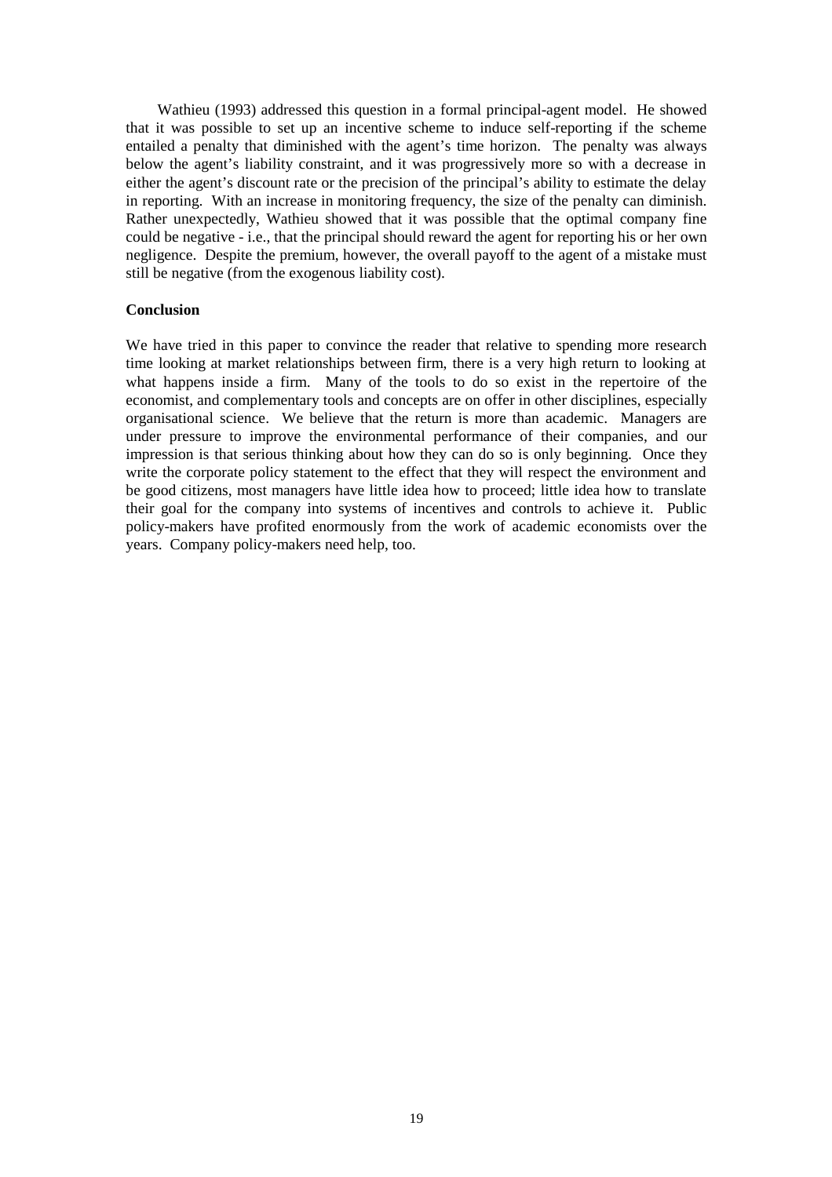Wathieu (1993) addressed this question in a formal principal-agent model. He showed that it was possible to set up an incentive scheme to induce self-reporting if the scheme entailed a penalty that diminished with the agent's time horizon. The penalty was always below the agent's liability constraint, and it was progressively more so with a decrease in either the agent's discount rate or the precision of the principal's ability to estimate the delay in reporting. With an increase in monitoring frequency, the size of the penalty can diminish. Rather unexpectedly, Wathieu showed that it was possible that the optimal company fine could be negative - i.e., that the principal should reward the agent for reporting his or her own negligence. Despite the premium, however, the overall payoff to the agent of a mistake must still be negative (from the exogenous liability cost).

**Conclusion**

We have tried in this paper to convince the reader that relative to spending more research time looking at market relationships between firm, there is a very high return to looking at what happens inside a firm. Many of the tools to do so exist in the repertoire of the economist, and complementary tools and concepts are on offer in other disciplines, especially organisational science. We believe that the return is more than academic. Managers are under pressure to improve the environmental performance of their companies, and our impression is that serious thinking about how they can do so is only beginning. Once they write the corporate policy statement to the effect that they will respect the environment and be good citizens, most managers have little idea how to proceed; little idea how to translate their goal for the company into systems of incentives and controls to achieve it. Public policy-makers have profited enormously from the work of academic economists over the years. Company policy-makers need help, too.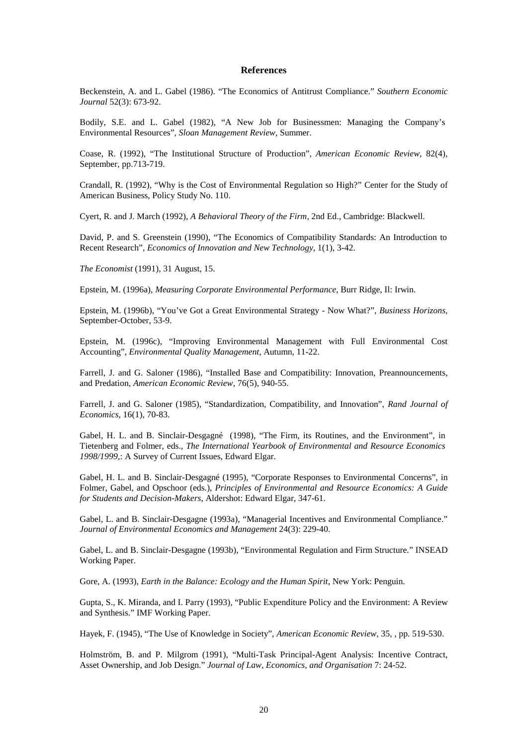## References

Beckenstein, A. and L. Gabel (1986). "The Economics of Antitrust Compliance." *Southern Economic Journal* 52(3): 673-92.

Bodily, S.E. and L. Gabel (1982), "A New Job for Businessmen: Managing the Company's Environmental Resources", *Sloan Management Review*, Summer.

Coase, R. (1992), "The Institutional Structure of Production", *American Economic Review*, 82(4), September, pp.713-719.

Crandall, R. (1992), "Why is the Cost of Environmental Regulation so High?" Center for the Study of American Business, Policy Study No. 110.

Cyert, R. and J. March (1992), *A Behavioral Theory of the Firm*, 2nd Ed., Cambridge: Blackwell.

David, P. and S. Greenstein (1990), "The Economics of Compatibility Standards: An Introduction to Recent Research", *Economics of Innovation and New Technology*, 1(1), 3-42.

*The Economist* (1991), 31 August, 15.

Epstein, M. (1996a), *Measuring Corporate Environmental Performance*, Burr Ridge, Il: Irwin.

Epstein, M. (1996b), "You've Got a Great Environmental Strategy - Now What?", *Business Horizons*, September-October, 53-9.

Epstein, M. (1996c), "Improving Environmental Management with Full Environmental Cost Accounting", *Environmental Quality Management*, Autumn, 11-22.

Farrell, J. and G. Saloner (1986), "Installed Base and Compatibility: Innovation, Preannouncements, and Predation, *American Economic Review*, 76(5), 940-55.

Farrell, J. and G. Saloner (1985), "Standardization, Compatibility, and Innovation", *Rand Journal of Economics*, 16(1), 70-83.

Gabel, H. L. and B. Sinclair-Desgagné (1998), "The Firm, its Routines, and the Environment", in Tietenberg and Folmer, eds., *The International Yearbook of Environmental and Resource Economics 1998/1999*,: A Survey of Current Issues, Edward Elgar.

Gabel, H. L. and B. Sinclair-Desgagné (1995), "Corporate Responses to Environmental Concerns", in Folmer, Gabel, and Opschoor (eds.), *Principles of Environmental and Resource Economics: A Guide for Students and Decision-Makers*, Aldershot: Edward Elgar, 347-61.

Gabel, L. and B. Sinclair-Desgagne (1993a), "Managerial Incentives and Environmental Compliance." *Journal of Environmental Economics and Management* 24(3): 229-40.

Gabel, L. and B. Sinclair-Desgagne (1993b), "Environmental Regulation and Firm Structure." INSEAD Working Paper.

Gore, A. (1993), *Earth in the Balance: Ecology and the Human Spirit*, New York: Penguin.

Gupta, S., K. Miranda, and I. Parry (1993), "Public Expenditure Policy and the Environment: A Review and Synthesis." IMF Working Paper.

Hayek, F. (1945), "The Use of Knowledge in Society", *American Economic Review*, 35, , pp. 519-530.

Holmström, B. and P. Milgrom (1991), "Multi-Task Principal-Agent Analysis: Incentive Contract, Asset Ownership, and Job Design." *Journal of Law, Economics, and Organisation* 7: 24-52.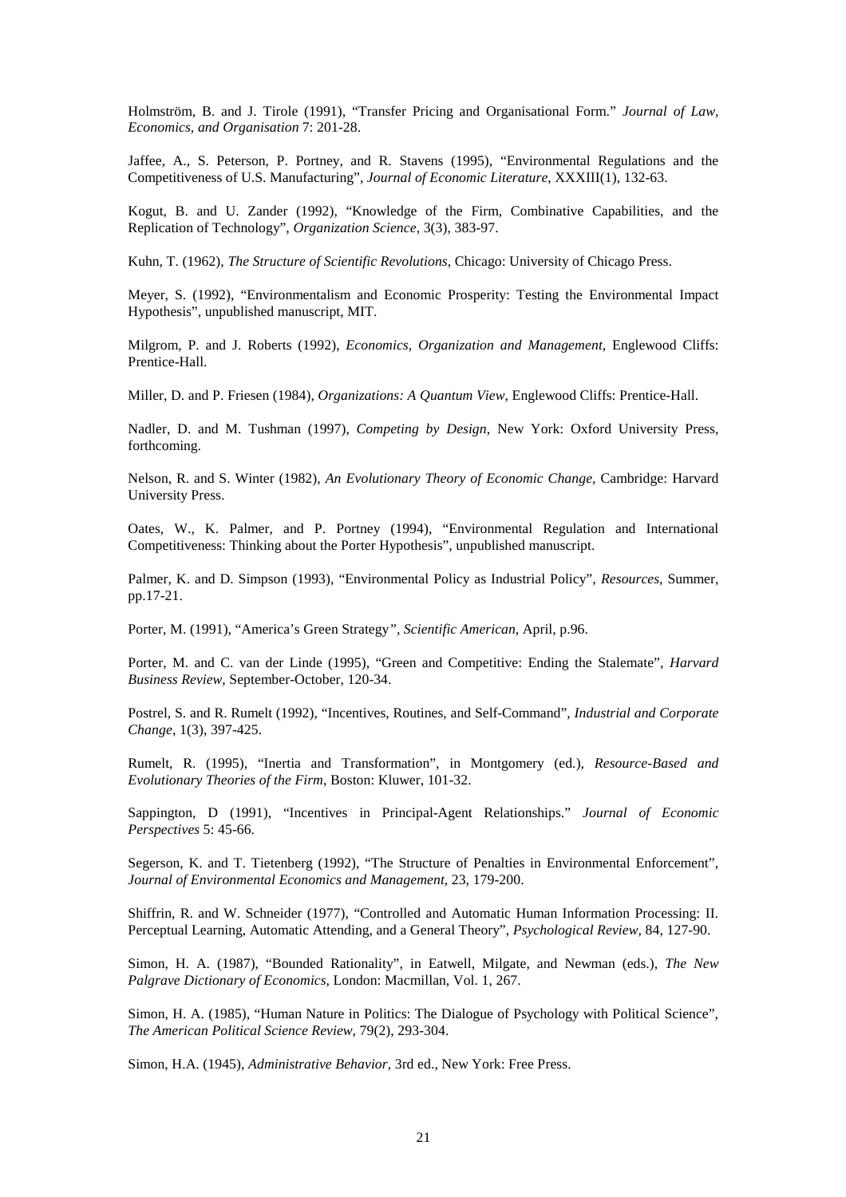Holmström, B. and J. Tirole (1991), "Transfer Pricing and Organisational Form." *Journal of Law, Economics, and Organisation* 7: 201-28.

Jaffee, A., S. Peterson, P. Portney, and R. Stavens (1995), "Environmental Regulations and the Competitiveness of U.S. Manufacturing", *Journal of Economic Literature*, XXXIII(1), 132-63.

Kogut, B. and U. Zander (1992), "Knowledge of the Firm, Combinative Capabilities, and the Replication of Technology", *Organization Science*, 3(3), 383-97.

Kuhn, T. (1962), *The Structure of Scientific Revolutions*, Chicago: University of Chicago Press.

Meyer, S. (1992), "Environmentalism and Economic Prosperity: Testing the Environmental Impact Hypothesis", unpublished manuscript, MIT.

Milgrom, P. and J. Roberts (1992), *Economics, Organization and Management*, Englewood Cliffs: Prentice-Hall.

Miller, D. and P. Friesen (1984), *Organizations: A Quantum View*, Englewood Cliffs: Prentice-Hall.

Nadler, D. and M. Tushman (1997), *Competing by Design*, New York: Oxford University Press, forthcoming.

Nelson, R. and S. Winter (1982), *An Evolutionary Theory of Economic Change*, Cambridge: Harvard University Press.

Oates, W., K. Palmer, and P. Portney (1994), "Environmental Regulation and International Competitiveness: Thinking about the Porter Hypothesis", unpublished manuscript.

Palmer, K. and D. Simpson (1993), "Environmental Policy as Industrial Policy", *Resources*, Summer, pp.17-21.

Porter, M. (1991), "America's Green Strategy", *Scientific American*, April, p.96.

Porter, M. and C. van der Linde (1995), "Green and Competitive: Ending the Stalemate", *Harvard Business Review*, September-October, 120-34.

Postrel, S. and R. Rumelt (1992), "Incentives, Routines, and Self-Command", *Industrial and Corporate Change*, 1(3), 397-425.

Rumelt, R. (1995), "Inertia and Transformation", in Montgomery (ed.), *Resource-Based and Evolutionary Theories of the Firm*, Boston: Kluwer, 101-32.

Sappington, D (1991), "Incentives in Principal-Agent Relationships." *Journal of Economic Perspectives* 5: 45-66.

Segerson, K. and T. Tietenberg (1992), "The Structure of Penalties in Environmental Enforcement", *Journal of Environmental Economics and Management*, 23, 179-200.

Shiffrin, R. and W. Schneider (1977), "Controlled and Automatic Human Information Processing: II. Perceptual Learning, Automatic Attending, and a General Theory", *Psychological Review*, 84, 127-90.

Simon, H. A. (1987), "Bounded Rationality", in Eatwell, Milgate, and Newman (eds.), *The New Palgrave Dictionary of Economics*, London: Macmillan, Vol. 1, 267.

Simon, H. A. (1985), "Human Nature in Politics: The Dialogue of Psychology with Political Science", *The American Political Science Review*, 79(2), 293-304.

Simon, H.A. (1945), *Administrative Behavior*, 3rd ed., New York: Free Press.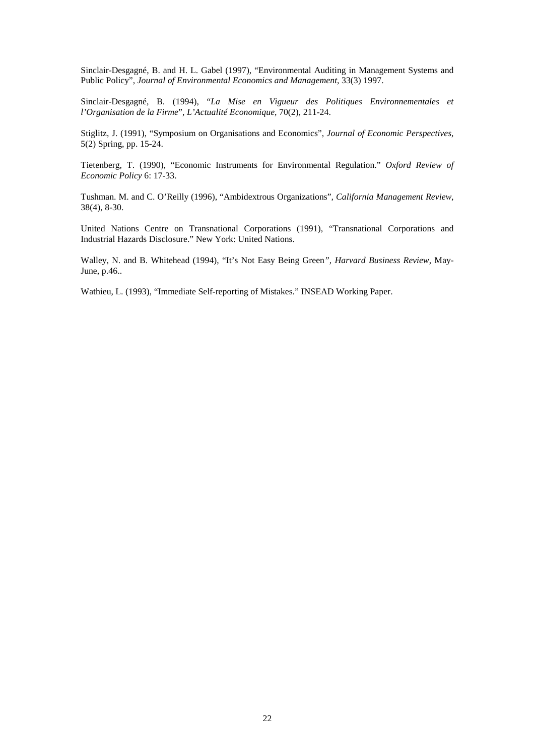Sinclair-Desgagné, B. and H. L. Gabel (1997), "Environmental Auditing in Management Systems and Public Policy", *Journal of Environmental Economics and Management*, 33(3) 1997.

Sinclair-Desgagné, B. (1994), "*La Mise en Vigueur des Politiques Environnementales et l'Organisation de la Firme*", *L'Actualité Economique*, 70(2), 211-24.

Stiglitz, J. (1991), "Symposium on Organisations and Economics", *Journal of Economic Perspectives*, 5(2) Spring, pp. 15-24.

Tietenberg, T. (1990), "Economic Instruments for Environmental Regulation." *Oxford Review of Economic Policy* 6: 17-33.

Tushman. M. and C. O'Reilly (1996), "Ambidextrous Organizations", *California Management Review*, 38(4), 8-30.

United Nations Centre on Transnational Corporations (1991), "Transnational Corporations and Industrial Hazards Disclosure." New York: United Nations.

Walley, N. and B. Whitehead (1994), "It's Not Easy Being Green", *Harvard Business Review*, May-June, p.46..

Wathieu, L. (1993), "Immediate Self-reporting of Mistakes." INSEAD Working Paper.